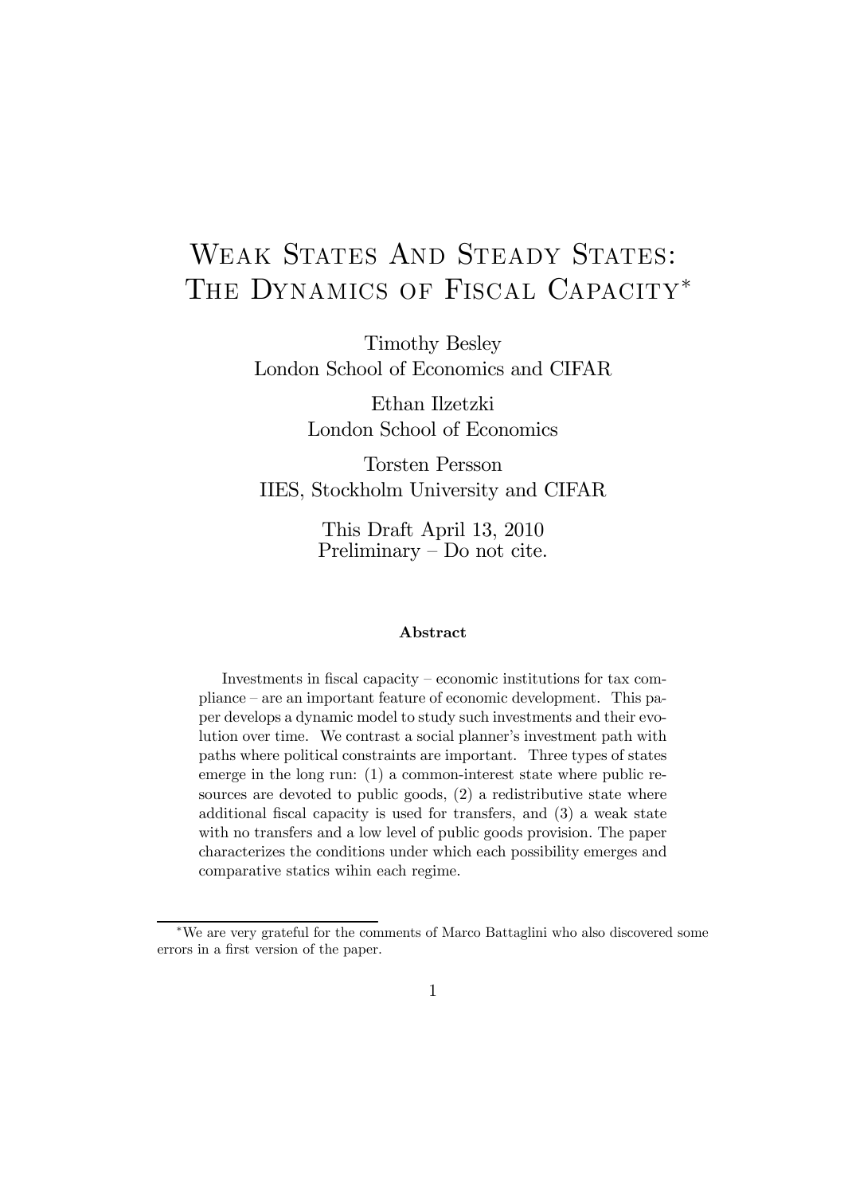# Weak States And Steady States: The Dynamics of Fiscal Capacity*

Timothy Besley
London School of Economics and CIFAR

Ethan Ilzetzki
London School of Economics

Torsten Persson
IIES, Stockholm University and CIFAR

This Draft April 13, 2010
Preliminary – Do not cite.

### Abstract

Investments in fiscal capacity – economic institutions for tax compliance – are an important feature of economic development. This paper develops a dynamic model to study such investments and their evolution over time. We contrast a social planner's investment path with paths where political constraints are important. Three types of states emerge in the long run: (1) a common-interest state where public resources are devoted to public goods, (2) a redistributive state where additional fiscal capacity is used for transfers, and (3) a weak state with no transfers and a low level of public goods provision. The paper characterizes the conditions under which each possibility emerges and comparative statics wihin each regime.

---

*We are very grateful for the comments of Marco Battaglini who also discovered some errors in a first version of the paper.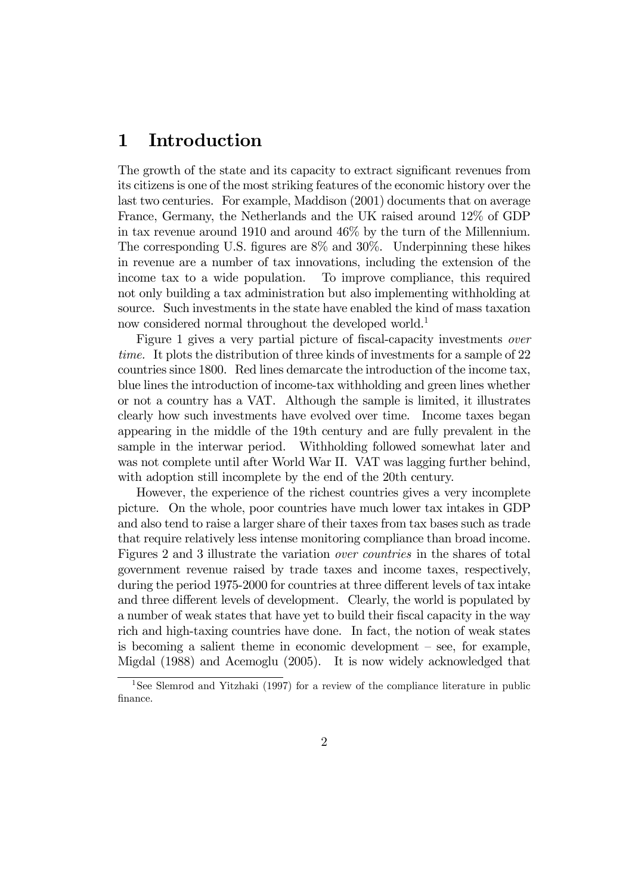# 1 Introduction

The growth of the state and its capacity to extract significant revenues from its citizens is one of the most striking features of the economic history over the last two centuries. For example, Maddison (2001) documents that on average France, Germany, the Netherlands and the UK raised around 12% of GDP in tax revenue around 1910 and around 46% by the turn of the Millennium. The corresponding U.S. figures are 8% and 30%. Underpinning these hikes in revenue are a number of tax innovations, including the extension of the income tax to a wide population. To improve compliance, this required not only building a tax administration but also implementing withholding at source. Such investments in the state have enabled the kind of mass taxation now considered normal throughout the developed world.[1]

Figure 1 gives a very partial picture of fiscal-capacity investments *over time*. It plots the distribution of three kinds of investments for a sample of 22 countries since 1800. Red lines demarcate the introduction of the income tax, blue lines the introduction of income-tax withholding and green lines whether or not a country has a VAT. Although the sample is limited, it illustrates clearly how such investments have evolved over time. Income taxes began appearing in the middle of the 19th century and are fully prevalent in the sample in the interwar period. Withholding followed somewhat later and was not complete until after World War II. VAT was lagging further behind, with adoption still incomplete by the end of the 20th century.

However, the experience of the richest countries gives a very incomplete picture. On the whole, poor countries have much lower tax intakes in GDP and also tend to raise a larger share of their taxes from tax bases such as trade that require relatively less intense monitoring compliance than broad income. Figures 2 and 3 illustrate the variation *over countries* in the shares of total government revenue raised by trade taxes and income taxes, respectively, during the period 1975-2000 for countries at three different levels of tax intake and three different levels of development. Clearly, the world is populated by a number of weak states that have yet to build their fiscal capacity in the way rich and high-taxing countries have done. In fact, the notion of weak states is becoming a salient theme in economic development – see, for example, Migdal (1988) and Acemoglu (2005). It is now widely acknowledged that

[1] See Slemrod and Yitzhaki (1997) for a review of the compliance literature in public finance.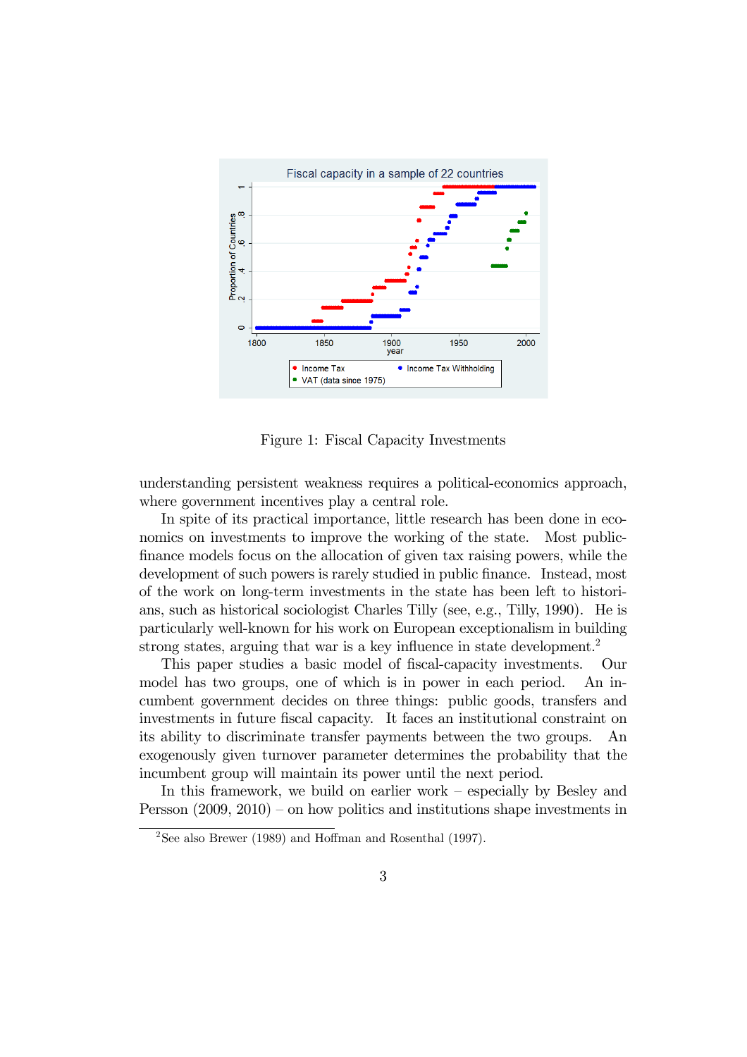Figure 1: Fiscal Capacity Investments

understanding persistent weakness requires a political-economics approach, where government incentives play a central role.

In spite of its practical importance, little research has been done in economics on investments to improve the working of the state. Most public-finance models focus on the allocation of given tax raising powers, while the development of such powers is rarely studied in public finance. Instead, most of the work on long-term investments in the state has been left to historians, such as historical sociologist Charles Tilly (see, e.g., Tilly, 1990). He is particularly well-known for his work on European exceptionalism in building strong states, arguing that war is a key influence in state development.[2]

This paper studies a basic model of fiscal-capacity investments. Our model has two groups, one of which is in power in each period. An incumbent government decides on three things: public goods, transfers and investments in future fiscal capacity. It faces an institutional constraint on its ability to discriminate transfer payments between the two groups. An exogenously given turnover parameter determines the probability that the incumbent group will maintain its power until the next period.

In this framework, we build on earlier work – especially by Besley and Persson (2009, 2010) – on how politics and institutions shape investments in

[2] See also Brewer (1989) and Hoffman and Rosenthal (1997).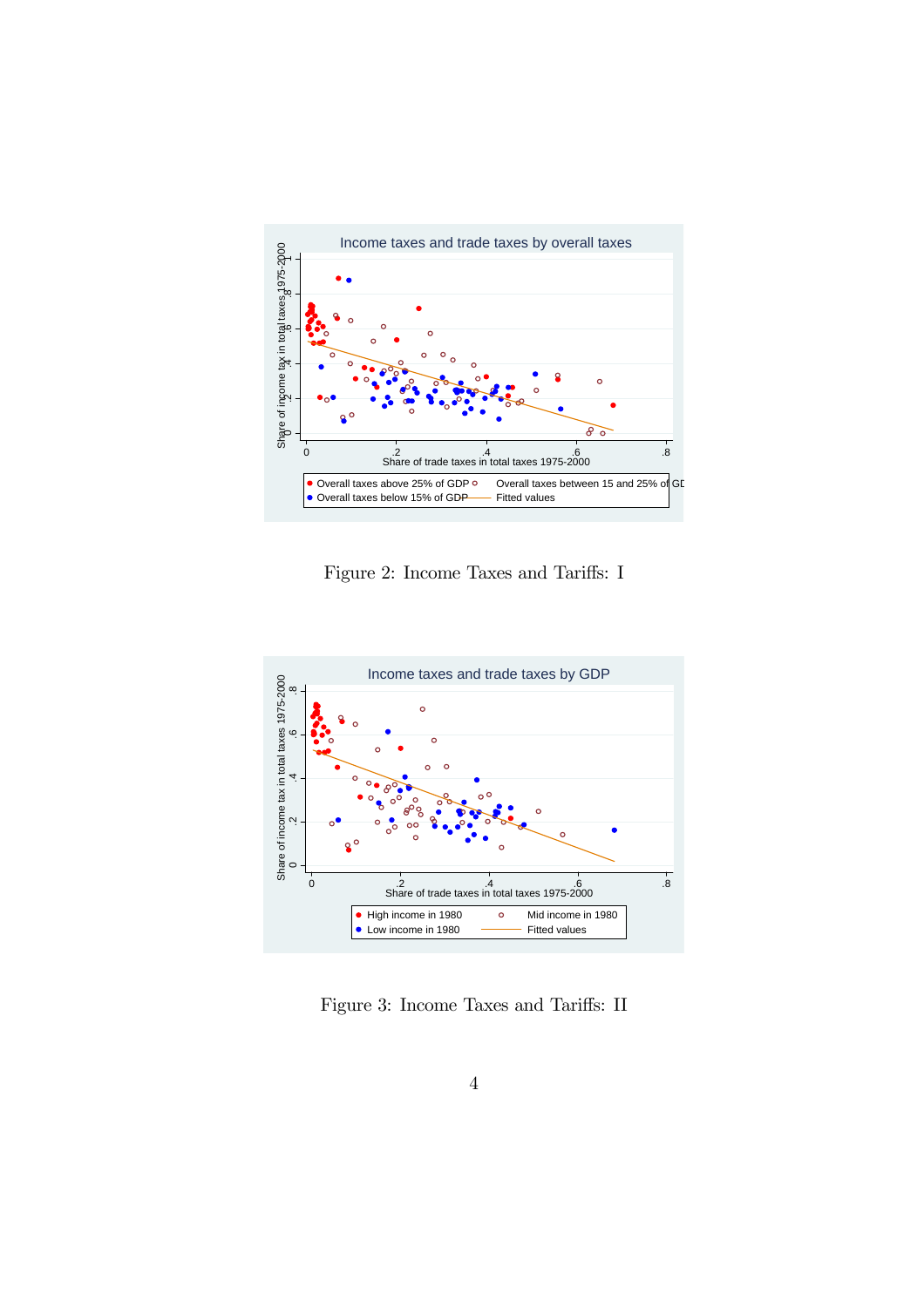Figure 2: Income Taxes and Tariffs: I

Figure 3: Income Taxes and Tariffs: II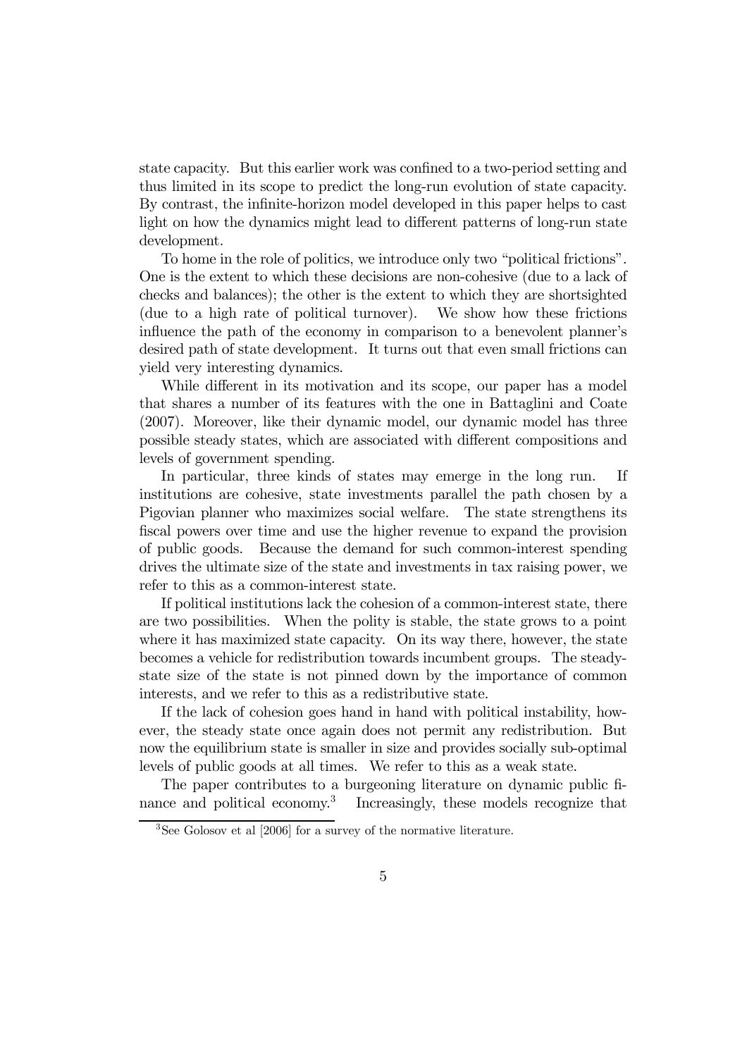state capacity. But this earlier work was confined to a two-period setting and thus limited in its scope to predict the long-run evolution of state capacity. By contrast, the infinite-horizon model developed in this paper helps to cast light on how the dynamics might lead to different patterns of long-run state development.

To home in the role of politics, we introduce only two "political frictions". One is the extent to which these decisions are non-cohesive (due to a lack of checks and balances); the other is the extent to which they are shortsighted (due to a high rate of political turnover). We show how these frictions influence the path of the economy in comparison to a benevolent planner's desired path of state development. It turns out that even small frictions can yield very interesting dynamics.

While different in its motivation and its scope, our paper has a model that shares a number of its features with the one in Battaglini and Coate (2007). Moreover, like their dynamic model, our dynamic model has three possible steady states, which are associated with different compositions and levels of government spending.

In particular, three kinds of states may emerge in the long run. If institutions are cohesive, state investments parallel the path chosen by a Pigovian planner who maximizes social welfare. The state strengthens its fiscal powers over time and use the higher revenue to expand the provision of public goods. Because the demand for such common-interest spending drives the ultimate size of the state and investments in tax raising power, we refer to this as a common-interest state.

If political institutions lack the cohesion of a common-interest state, there are two possibilities. When the polity is stable, the state grows to a point where it has maximized state capacity. On its way there, however, the state becomes a vehicle for redistribution towards incumbent groups. The steady-state size of the state is not pinned down by the importance of common interests, and we refer to this as a redistributive state.

If the lack of cohesion goes hand in hand with political instability, however, the steady state once again does not permit any redistribution. But now the equilibrium state is smaller in size and provides socially sub-optimal levels of public goods at all times. We refer to this as a weak state.

The paper contributes to a burgeoning literature on dynamic public finance and political economy.[3] Increasingly, these models recognize that

[3] See Golosov et al [2006] for a survey of the normative literature.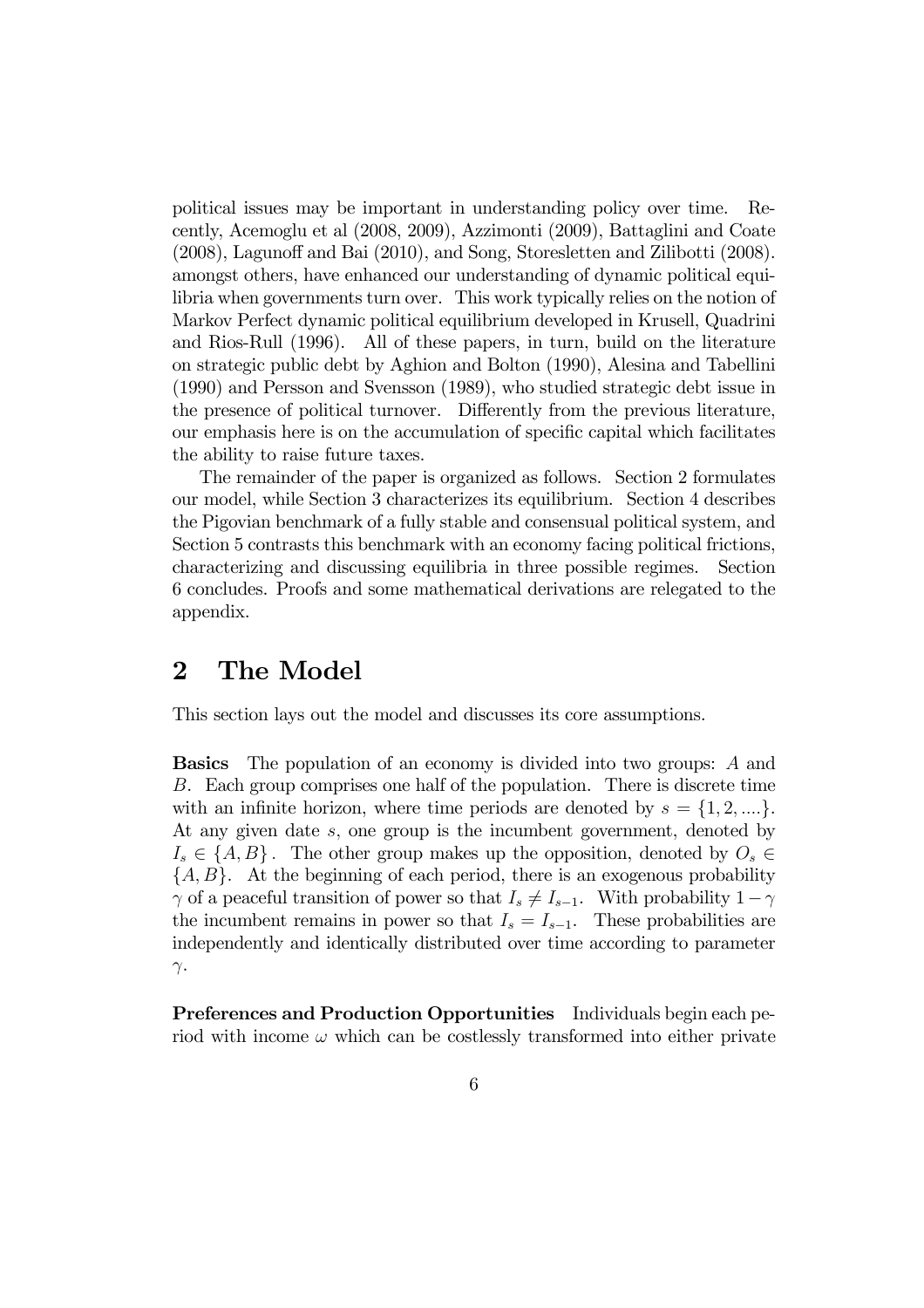political issues may be important in understanding policy over time. Recently, Acemoglu et al (2008, 2009), Azzimonti (2009), Battaglini and Coate (2008), Lagunoff and Bai (2010), and Song, Storesletten and Zilibotti (2008). amongst others, have enhanced our understanding of dynamic political equilibria when governments turn over. This work typically relies on the notion of Markov Perfect dynamic political equilibrium developed in Krusell, Quadrini and Rios-Rull (1996). All of these papers, in turn, build on the literature on strategic public debt by Aghion and Bolton (1990), Alesina and Tabellini (1990) and Persson and Svensson (1989), who studied strategic debt issue in the presence of political turnover. Differently from the previous literature, our emphasis here is on the accumulation of specific capital which facilitates the ability to raise future taxes.

The remainder of the paper is organized as follows. Section 2 formulates our model, while Section 3 characterizes its equilibrium. Section 4 describes the Pigovian benchmark of a fully stable and consensual political system, and Section 5 contrasts this benchmark with an economy facing political frictions, characterizing and discussing equilibria in three possible regimes. Section 6 concludes. Proofs and some mathematical derivations are relegated to the appendix.

## 2 The Model

This section lays out the model and discusses its core assumptions.

**Basics** The population of an economy is divided into two groups: $A$ and $B$. Each group comprises one half of the population. There is discrete time with an infinite horizon, where time periods are denoted by $s = \{1, 2, ....\}$. At any given date $s$, one group is the incumbent government, denoted by $I_s \in \{A, B\}$. The other group makes up the opposition, denoted by $O_s \in \{A, B\}$. At the beginning of each period, there is an exogenous probability $\gamma$ of a peaceful transition of power so that $I_s \neq I_{s-1}$. With probability $1 - \gamma$ the incumbent remains in power so that $I_s = I_{s-1}$. These probabilities are independently and identically distributed over time according to parameter $\gamma$.

**Preferences and Production Opportunities** Individuals begin each period with income $\omega$ which can be costlessly transformed into either private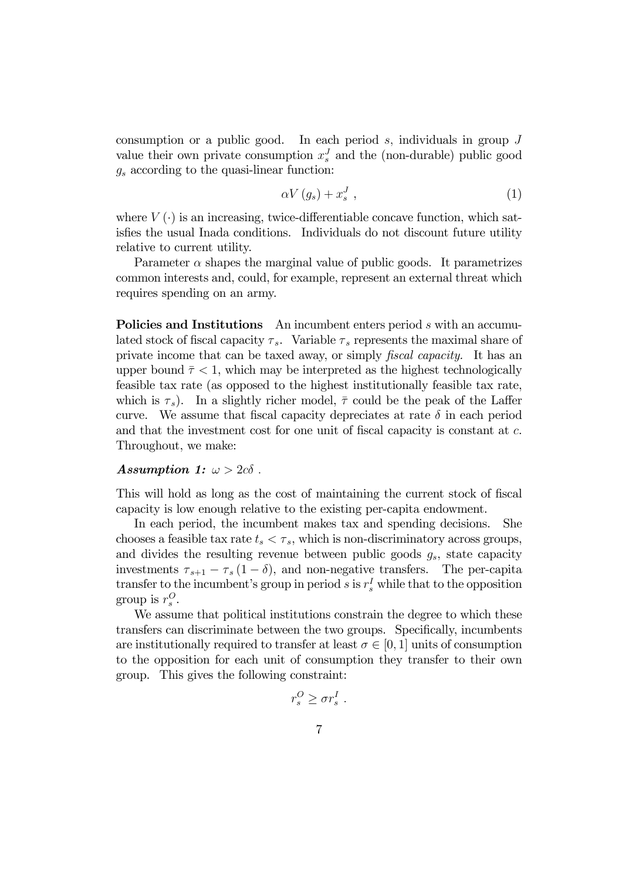consumption or a public good. In each period $s$, individuals in group $J$ value their own private consumption $x_s^J$ and the (non-durable) public good $g_s$ according to the quasi-linear function:

$$\alpha V(g_s) + x_s^J \ , \tag{1}$$

where $V(\cdot)$ is an increasing, twice-differentiable concave function, which satisfies the usual Inada conditions. Individuals do not discount future utility relative to current utility.

Parameter $\alpha$ shapes the marginal value of public goods. It parametrizes common interests and, could, for example, represent an external threat which requires spending on an army.

**Policies and Institutions** An incumbent enters period $s$ with an accumulated stock of fiscal capacity $\tau_s$. Variable $\tau_s$ represents the maximal share of private income that can be taxed away, or simply *fiscal capacity.* It has an upper bound $\bar{\tau} < 1$, which may be interpreted as the highest technologically feasible tax rate (as opposed to the highest institutionally feasible tax rate, which is $\tau_s$). In a slightly richer model, $\bar{\tau}$ could be the peak of the Laffer curve. We assume that fiscal capacity depreciates at rate $\delta$ in each period and that the investment cost for one unit of fiscal capacity is constant at $c$. Throughout, we make:

***Assumption 1:*** $\omega > 2c\delta$ .

This will hold as long as the cost of maintaining the current stock of fiscal capacity is low enough relative to the existing per-capita endowment.

In each period, the incumbent makes tax and spending decisions. She chooses a feasible tax rate $t_s < \tau_s$, which is non-discriminatory across groups, and divides the resulting revenue between public goods $g_s$, state capacity investments $\tau_{s+1} - \tau_s(1-\delta)$, and non-negative transfers. The per-capita transfer to the incumbent's group in period $s$ is $r_s^I$ while that to the opposition group is $r_s^O$.

We assume that political institutions constrain the degree to which these transfers can discriminate between the two groups. Specifically, incumbents are institutionally required to transfer at least $\sigma \in [0,1]$ units of consumption to the opposition for each unit of consumption they transfer to their own group. This gives the following constraint:

$$r_s^O \geq \sigma r_s^I \ .$$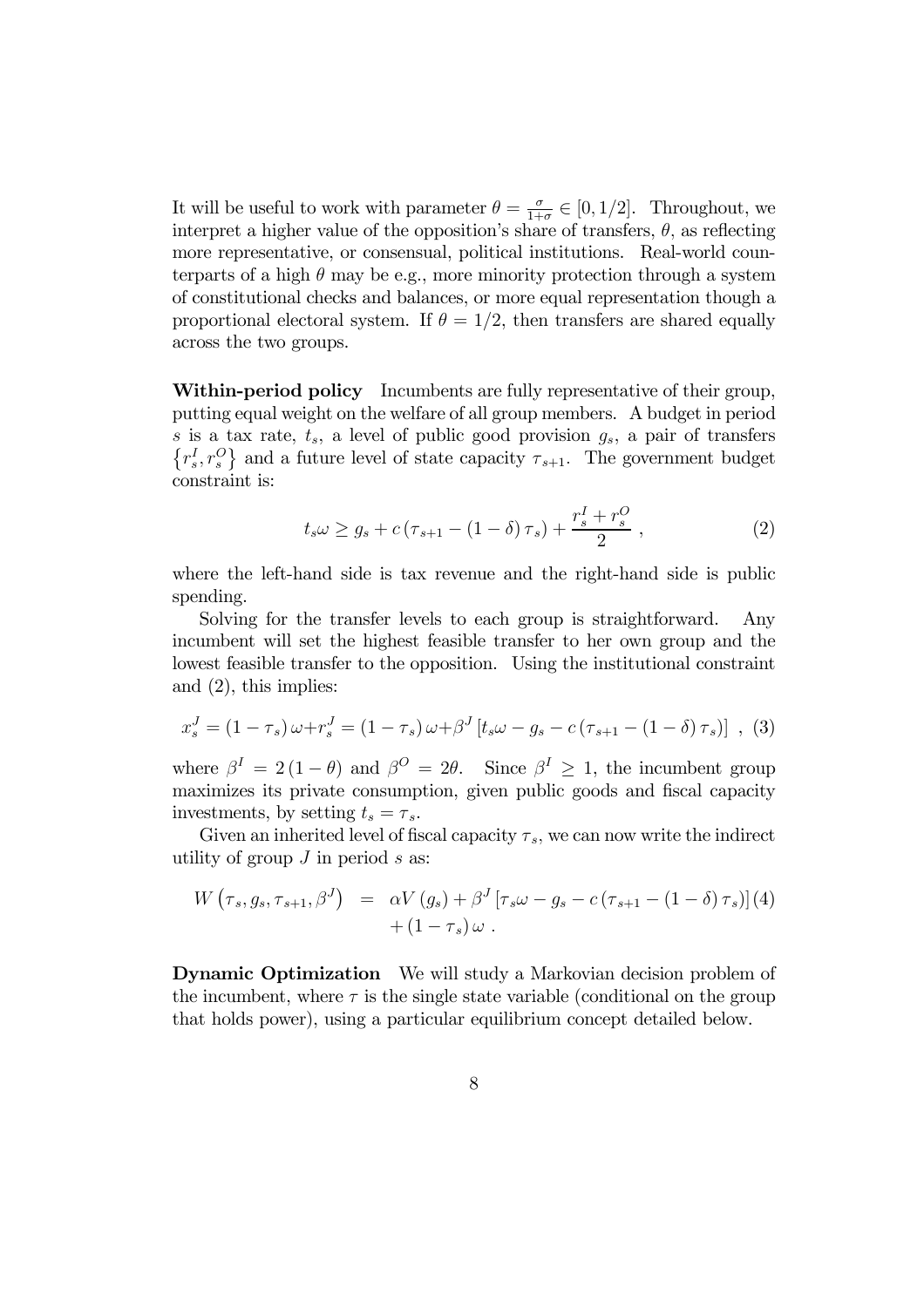It will be useful to work with parameter $\theta = \frac{\sigma}{1+\sigma} \in [0, 1/2]$. Throughout, we interpret a higher value of the opposition's share of transfers, $\theta$, as reflecting more representative, or consensual, political institutions. Real-world counterparts of a high $\theta$ may be e.g., more minority protection through a system of constitutional checks and balances, or more equal representation though a proportional electoral system. If $\theta = 1/2$, then transfers are shared equally across the two groups.

**Within-period policy** Incumbents are fully representative of their group, putting equal weight on the welfare of all group members. A budget in period $s$ is a tax rate, $t_s$, a level of public good provision $g_s$, a pair of transfers $\{r_s^I, r_s^O\}$ and a future level of state capacity $\tau_{s+1}$. The government budget constraint is:

$$t_s \omega \geq g_s + c\left(\tau_{s+1} - (1-\delta)\tau_s\right) + \frac{r_s^I + r_s^O}{2} , \tag{2}$$

where the left-hand side is tax revenue and the right-hand side is public spending.

Solving for the transfer levels to each group is straightforward. Any incumbent will set the highest feasible transfer to her own group and the lowest feasible transfer to the opposition. Using the institutional constraint and (2), this implies:

$$x_s^J = (1-\tau_s)\omega + r_s^J = (1-\tau_s)\omega + \beta^J \left[t_s \omega - g_s - c\left(\tau_{s+1} - (1-\delta)\tau_s\right)\right] , \tag{3}$$

where $\beta^I = 2(1-\theta)$ and $\beta^O = 2\theta$. Since $\beta^I \geq 1$, the incumbent group maximizes its private consumption, given public goods and fiscal capacity investments, by setting $t_s = \tau_s$.

Given an inherited level of fiscal capacity $\tau_s$, we can now write the indirect utility of group $J$ in period $s$ as:

$$\begin{aligned} W\left(\tau_s, g_s, \tau_{s+1}, \beta^J\right) &= \alpha V(g_s) + \beta^J \left[\tau_s \omega - g_s - c\left(\tau_{s+1} - (1-\delta)\tau_s\right)\right] \\ &\quad + (1-\tau_s)\omega . \end{aligned} \tag{4}$$

**Dynamic Optimization** We will study a Markovian decision problem of the incumbent, where $\tau$ is the single state variable (conditional on the group that holds power), using a particular equilibrium concept detailed below.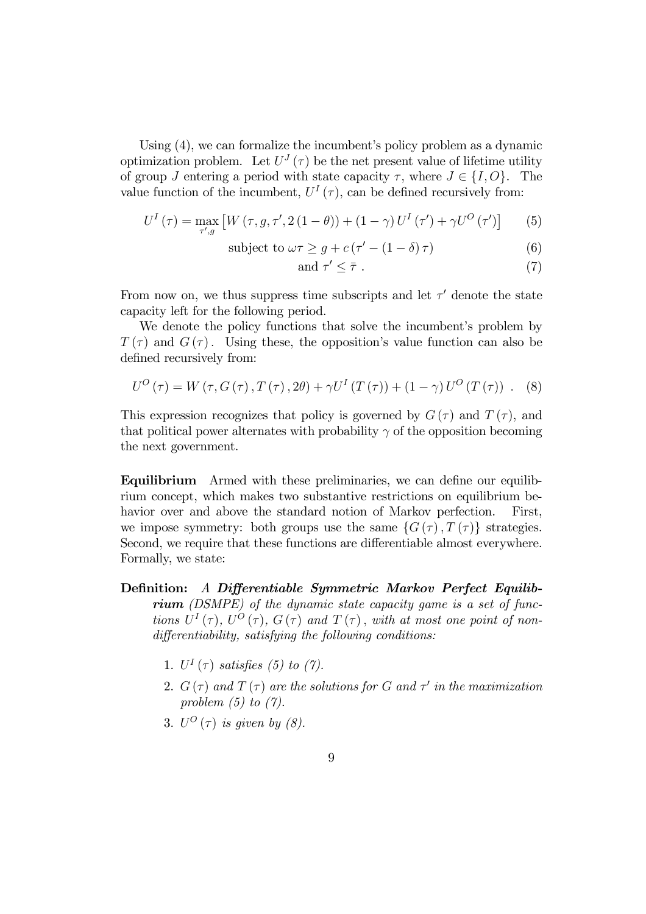Using (4), we can formalize the incumbent's policy problem as a dynamic optimization problem. Let $U^J(\tau)$ be the net present value of lifetime utility of group $J$ entering a period with state capacity $\tau$, where $J \in \{I, O\}$. The value function of the incumbent, $U^I(\tau)$, can be defined recursively from:

$$U^I(\tau) = \max_{\tau', g} \left[ W(\tau, g, \tau', 2(1-\theta)) + (1-\gamma) U^I(\tau') + \gamma U^O(\tau') \right] \quad (5)$$

$$\text{subject to } \omega\tau \geq g + c(\tau' - (1-\delta)\tau) \quad (6)$$

$$\text{and } \tau' \leq \bar{\tau} \ . \quad (7)$$

From now on, we thus suppress time subscripts and let $\tau'$ denote the state capacity left for the following period.

We denote the policy functions that solve the incumbent's problem by $T(\tau)$ and $G(\tau)$. Using these, the opposition's value function can also be defined recursively from:

$$U^O(\tau) = W(\tau, G(\tau), T(\tau), 2\theta) + \gamma U^I(T(\tau)) + (1-\gamma) U^O(T(\tau)) \ . \quad (8)$$

This expression recognizes that policy is governed by $G(\tau)$ and $T(\tau)$, and that political power alternates with probability $\gamma$ of the opposition becoming the next government.

**Equilibrium** Armed with these preliminaries, we can define our equilibrium concept, which makes two substantive restrictions on equilibrium behavior over and above the standard notion of Markov perfection. First, we impose symmetry: both groups use the same $\{G(\tau), T(\tau)\}$ strategies. Second, we require that these functions are differentiable almost everywhere. Formally, we state:

**Definition:** *A **Differentiable Symmetric Markov Perfect Equilibrium** (DSMPE) of the dynamic state capacity game is a set of functions $U^I(\tau)$, $U^O(\tau)$, $G(\tau)$ and $T(\tau)$, with at most one point of non-differentiability, satisfying the following conditions:*

1. *$U^I(\tau)$ satisfies (5) to (7).*
2. *$G(\tau)$ and $T(\tau)$ are the solutions for $G$ and $\tau'$ in the maximization problem (5) to (7).*
3. *$U^O(\tau)$ is given by (8).*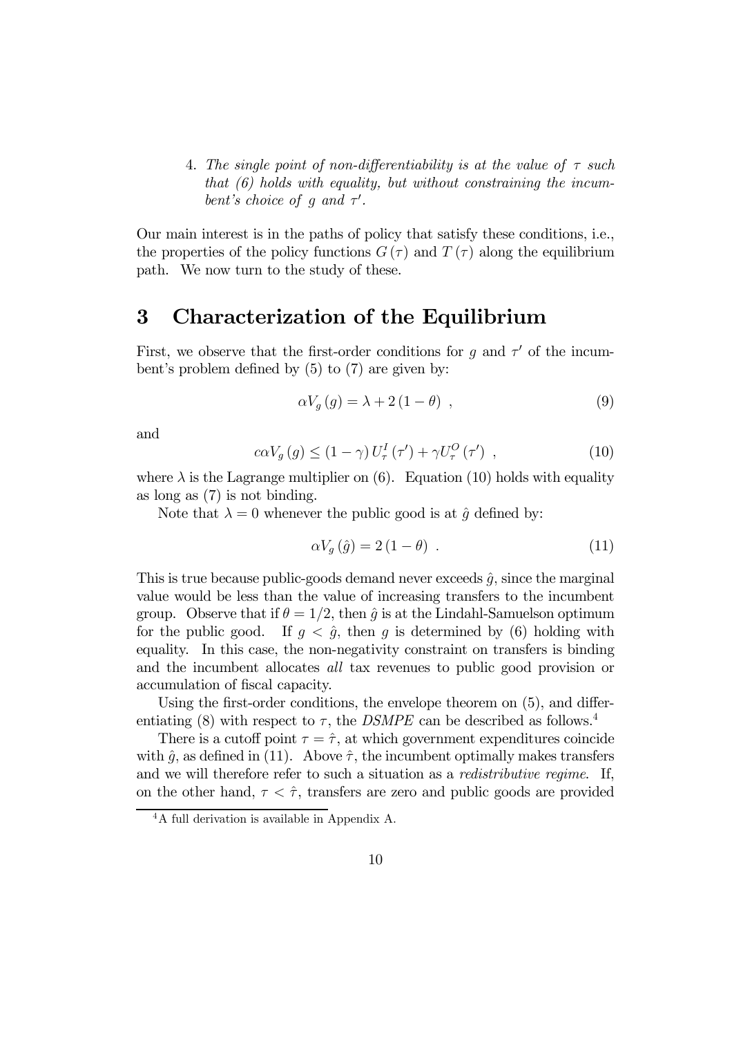4. *The single point of non-differentiability is at the value of $\tau$ such that (6) holds with equality, but without constraining the incumbent's choice of $g$ and $\tau'$.*

Our main interest is in the paths of policy that satisfy these conditions, i.e., the properties of the policy functions $G(\tau)$ and $T(\tau)$ along the equilibrium path. We now turn to the study of these.

# 3 Characterization of the Equilibrium

First, we observe that the first-order conditions for $g$ and $\tau'$ of the incumbent's problem defined by (5) to (7) are given by:

$$\alpha V_g(g) = \lambda + 2(1-\theta) \ , \tag{9}$$

and

$$c\alpha V_g(g) \leq (1-\gamma) U_\tau^I(\tau') + \gamma U_\tau^O(\tau') \ , \tag{10}$$

where $\lambda$ is the Lagrange multiplier on (6). Equation (10) holds with equality as long as (7) is not binding.

Note that $\lambda = 0$ whenever the public good is at $\hat{g}$ defined by:

$$\alpha V_g(\hat{g}) = 2(1-\theta) \ . \tag{11}$$

This is true because public-goods demand never exceeds $\hat{g}$, since the marginal value would be less than the value of increasing transfers to the incumbent group. Observe that if $\theta = 1/2$, then $\hat{g}$ is at the Lindahl-Samuelson optimum for the public good. If $g < \hat{g}$, then $g$ is determined by (6) holding with equality. In this case, the non-negativity constraint on transfers is binding and the incumbent allocates *all* tax revenues to public good provision or accumulation of fiscal capacity.

Using the first-order conditions, the envelope theorem on (5), and differentiating (8) with respect to $\tau$, the *DSMPE* can be described as follows.[4]

There is a cutoff point $\tau = \hat{\tau}$, at which government expenditures coincide with $\hat{g}$, as defined in (11). Above $\hat{\tau}$, the incumbent optimally makes transfers and we will therefore refer to such a situation as a *redistributive regime*. If, on the other hand, $\tau < \hat{\tau}$, transfers are zero and public goods are provided

[4] A full derivation is available in Appendix A.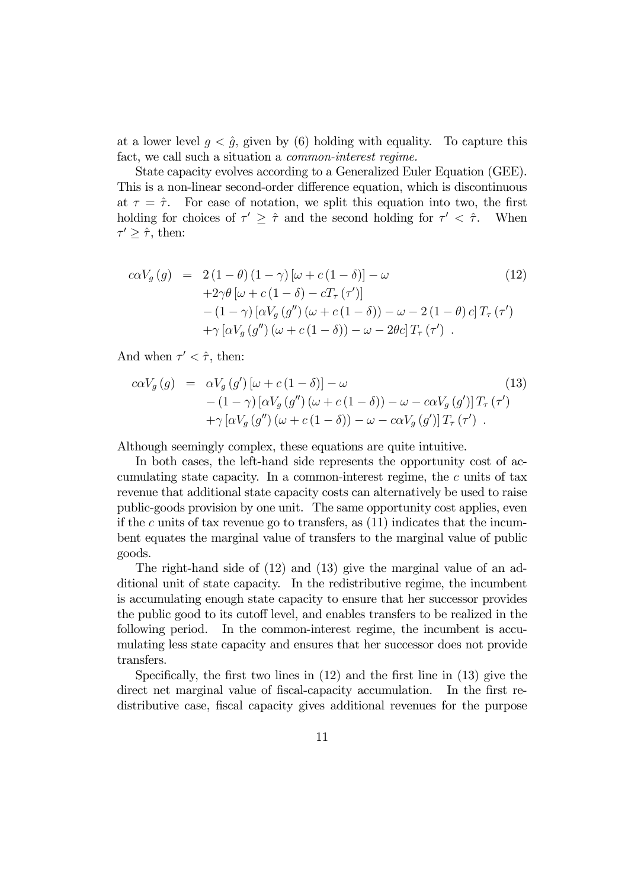at a lower level $g < \hat{g}$, given by (6) holding with equality. To capture this fact, we call such a situation a *common-interest regime.*

State capacity evolves according to a Generalized Euler Equation (GEE). This is a non-linear second-order difference equation, which is discontinuous at $\tau = \hat{\tau}$. For ease of notation, we split this equation into two, the first holding for choices of $\tau' \geq \hat{\tau}$ and the second holding for $\tau' < \hat{\tau}$. When $\tau' \geq \hat{\tau}$, then:

$$
\begin{aligned}
c\alpha V_g(g) = \; & 2(1-\theta)(1-\gamma)[\omega + c(1-\delta)] - \omega \\
& + 2\gamma\theta[\omega + c(1-\delta) - cT_\tau(\tau')] \\
& - (1-\gamma)[\alpha V_g(g'')(\omega + c(1-\delta)) - \omega - 2(1-\theta)c] T_\tau(\tau') \\
& + \gamma[\alpha V_g(g'')(\omega + c(1-\delta)) - \omega - 2\theta c] T_\tau(\tau') \; .
\end{aligned} \tag{12}
$$

And when $\tau' < \hat{\tau}$, then:

$$
\begin{aligned}
c\alpha V_g(g) = \; & \alpha V_g(g')[\omega + c(1-\delta)] - \omega \\
& - (1-\gamma)[\alpha V_g(g'')(\omega + c(1-\delta)) - \omega - c\alpha V_g(g')] T_\tau(\tau') \\
& + \gamma[\alpha V_g(g'')(\omega + c(1-\delta)) - \omega - c\alpha V_g(g')] T_\tau(\tau') \; .
\end{aligned} \tag{13}
$$

Although seemingly complex, these equations are quite intuitive.

In both cases, the left-hand side represents the opportunity cost of accumulating state capacity. In a common-interest regime, the $c$ units of tax revenue that additional state capacity costs can alternatively be used to raise public-goods provision by one unit. The same opportunity cost applies, even if the $c$ units of tax revenue go to transfers, as (11) indicates that the incumbent equates the marginal value of transfers to the marginal value of public goods.

The right-hand side of (12) and (13) give the marginal value of an additional unit of state capacity. In the redistributive regime, the incumbent is accumulating enough state capacity to ensure that her successor provides the public good to its cutoff level, and enables transfers to be realized in the following period. In the common-interest regime, the incumbent is accumulating less state capacity and ensures that her successor does not provide transfers.

Specifically, the first two lines in (12) and the first line in (13) give the direct net marginal value of fiscal-capacity accumulation. In the first redistributive case, fiscal capacity gives additional revenues for the purpose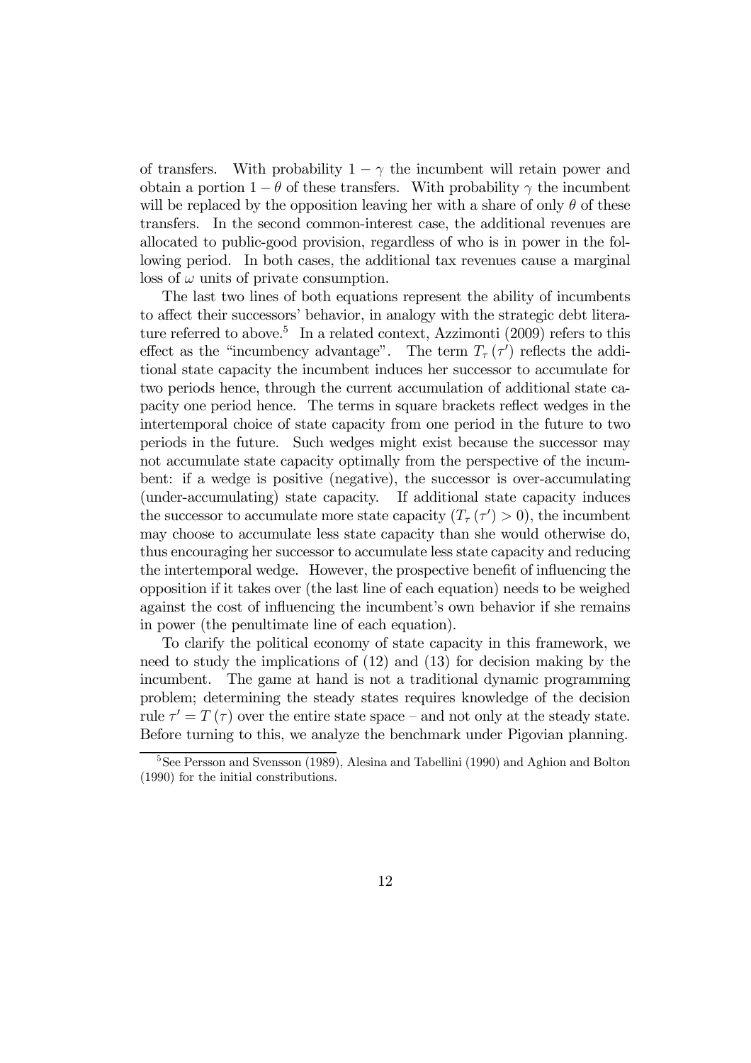of transfers. With probability $1 - \gamma$ the incumbent will retain power and obtain a portion $1 - \theta$ of these transfers. With probability $\gamma$ the incumbent will be replaced by the opposition leaving her with a share of only $\theta$ of these transfers. In the second common-interest case, the additional revenues are allocated to public-good provision, regardless of who is in power in the following period. In both cases, the additional tax revenues cause a marginal loss of $\omega$ units of private consumption.

The last two lines of both equations represent the ability of incumbents to affect their successors' behavior, in analogy with the strategic debt literature referred to above.[5] In a related context, Azzimonti (2009) refers to this effect as the "incumbency advantage". The term $T_{\tau}(\tau')$ reflects the additional state capacity the incumbent induces her successor to accumulate for two periods hence, through the current accumulation of additional state capacity one period hence. The terms in square brackets reflect wedges in the intertemporal choice of state capacity from one period in the future to two periods in the future. Such wedges might exist because the successor may not accumulate state capacity optimally from the perspective of the incumbent: if a wedge is positive (negative), the successor is over-accumulating (under-accumulating) state capacity. If additional state capacity induces the successor to accumulate more state capacity ($T_{\tau}(\tau') > 0$), the incumbent may choose to accumulate less state capacity than she would otherwise do, thus encouraging her successor to accumulate less state capacity and reducing the intertemporal wedge. However, the prospective benefit of influencing the opposition if it takes over (the last line of each equation) needs to be weighed against the cost of influencing the incumbent's own behavior if she remains in power (the penultimate line of each equation).

To clarify the political economy of state capacity in this framework, we need to study the implications of (12) and (13) for decision making by the incumbent. The game at hand is not a traditional dynamic programming problem; determining the steady states requires knowledge of the decision rule $\tau' = T(\tau)$ over the entire state space – and not only at the steady state. Before turning to this, we analyze the benchmark under Pigovian planning.

[5] See Persson and Svensson (1989), Alesina and Tabellini (1990) and Aghion and Bolton (1990) for the initial constributions.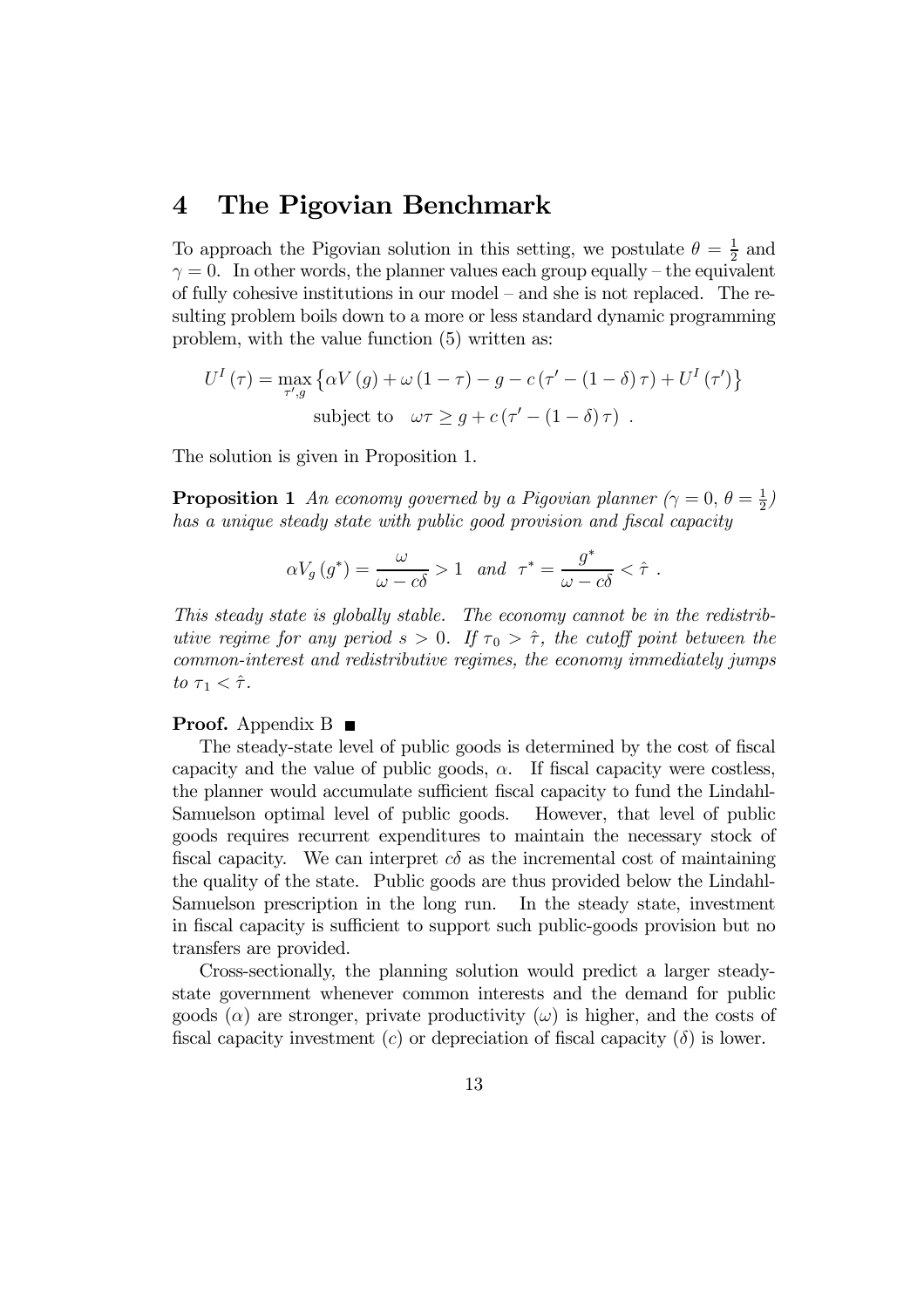# 4 The Pigovian Benchmark

To approach the Pigovian solution in this setting, we postulate $\theta = \frac{1}{2}$ and $\gamma = 0$. In other words, the planner values each group equally – the equivalent of fully cohesive institutions in our model – and she is not replaced. The resulting problem boils down to a more or less standard dynamic programming problem, with the value function (5) written as:

$$U^I(\tau) = \max_{\tau', g} \left\{ \alpha V(g) + \omega(1-\tau) - g - c(\tau' - (1-\delta)\tau) + U^I(\tau') \right\}$$

$$\text{subject to} \quad \omega\tau \geq g + c(\tau' - (1-\delta)\tau) \ .$$

The solution is given in Proposition 1.

**Proposition 1** *An economy governed by a Pigovian planner ($\gamma = 0$, $\theta = \frac{1}{2}$) has a unique steady state with public good provision and fiscal capacity*

$$\alpha V_g(g^*) = \frac{\omega}{\omega - c\delta} > 1 \quad \textit{and} \quad \tau^* = \frac{g^*}{\omega - c\delta} < \hat{\tau} \ .$$

*This steady state is globally stable. The economy cannot be in the redistributive regime for any period $s > 0$. If $\tau_0 > \hat{\tau}$, the cutoff point between the common-interest and redistributive regimes, the economy immediately jumps to $\tau_1 < \hat{\tau}$.*

**Proof.** Appendix B ■

The steady-state level of public goods is determined by the cost of fiscal capacity and the value of public goods, $\alpha$. If fiscal capacity were costless, the planner would accumulate sufficient fiscal capacity to fund the Lindahl-Samuelson optimal level of public goods. However, that level of public goods requires recurrent expenditures to maintain the necessary stock of fiscal capacity. We can interpret $c\delta$ as the incremental cost of maintaining the quality of the state. Public goods are thus provided below the Lindahl-Samuelson prescription in the long run. In the steady state, investment in fiscal capacity is sufficient to support such public-goods provision but no transfers are provided.

Cross-sectionally, the planning solution would predict a larger steady-state government whenever common interests and the demand for public goods ($\alpha$) are stronger, private productivity ($\omega$) is higher, and the costs of fiscal capacity investment ($c$) or depreciation of fiscal capacity ($\delta$) is lower.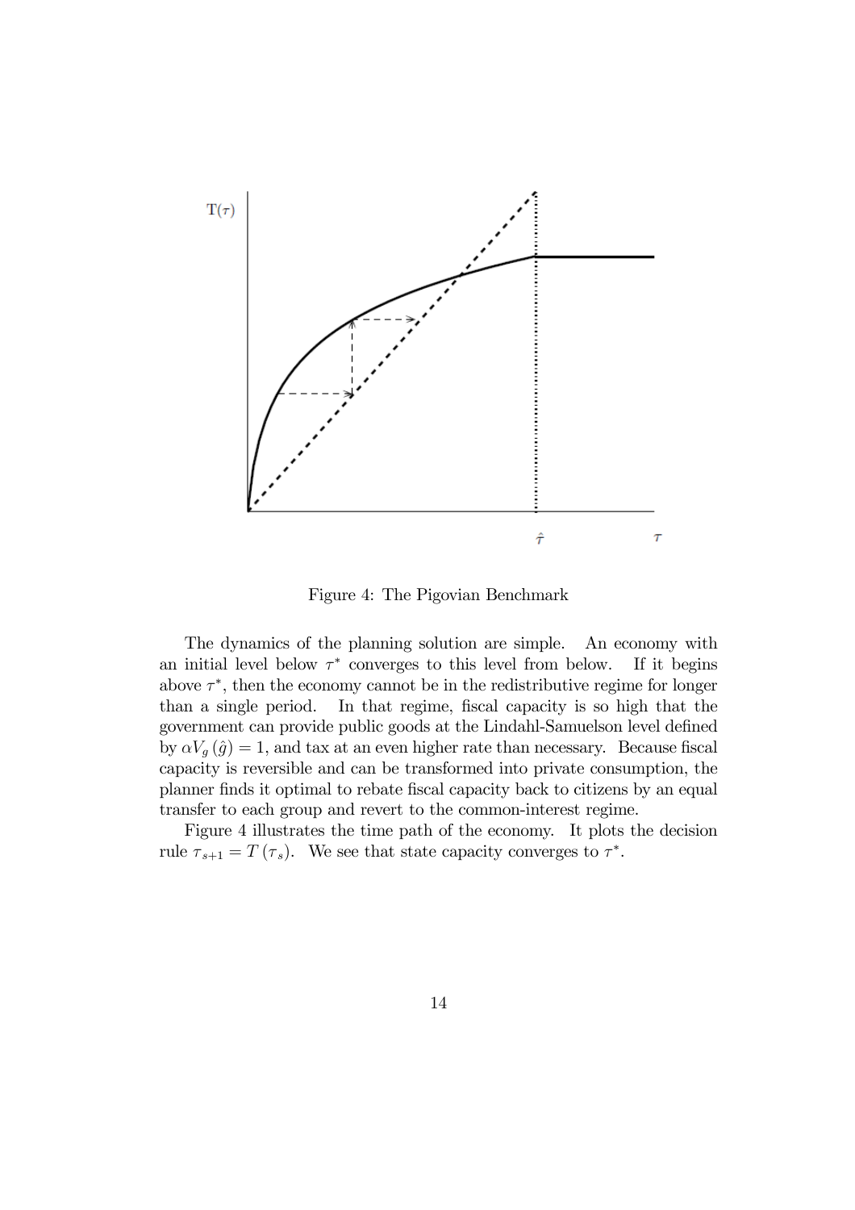Figure 4: The Pigovian Benchmark

The dynamics of the planning solution are simple. An economy with an initial level below $\tau^*$ converges to this level from below. If it begins above $\tau^*$, then the economy cannot be in the redistributive regime for longer than a single period. In that regime, fiscal capacity is so high that the government can provide public goods at the Lindahl-Samuelson level defined by $\alpha V_g(\hat{g}) = 1$, and tax at an even higher rate than necessary. Because fiscal capacity is reversible and can be transformed into private consumption, the planner finds it optimal to rebate fiscal capacity back to citizens by an equal transfer to each group and revert to the common-interest regime.

Figure 4 illustrates the time path of the economy. It plots the decision rule $\tau_{s+1} = T(\tau_s)$. We see that state capacity converges to $\tau^*$.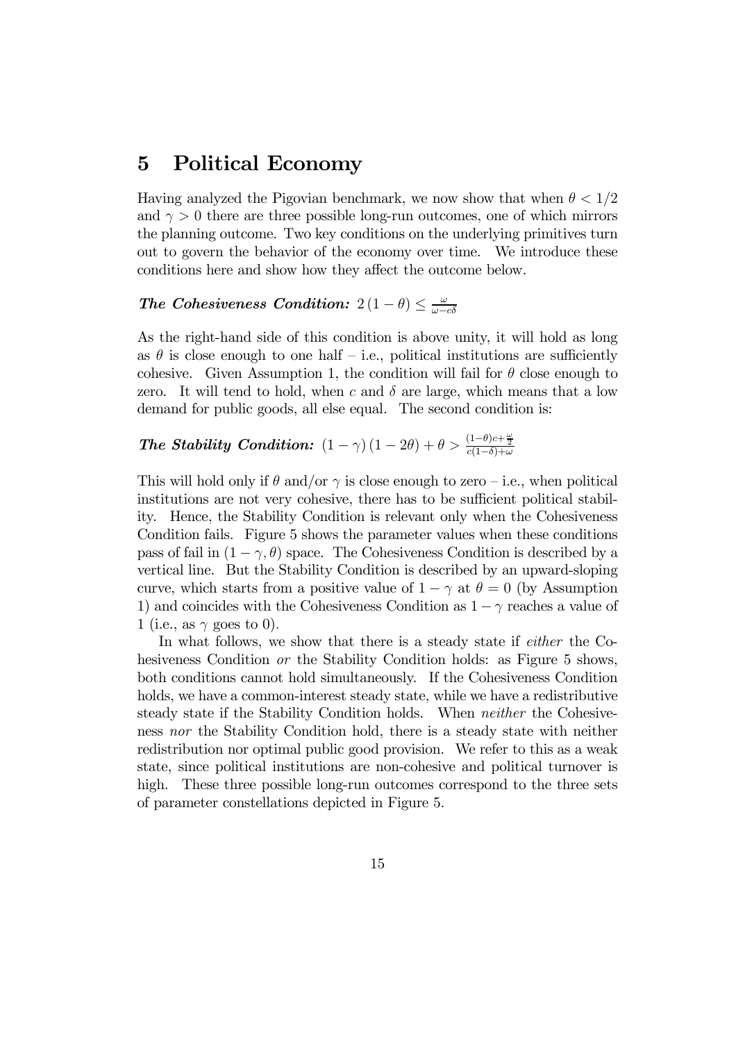# 5 Political Economy

Having analyzed the Pigovian benchmark, we now show that when $\theta < 1/2$ and $\gamma > 0$ there are three possible long-run outcomes, one of which mirrors the planning outcome. Two key conditions on the underlying primitives turn out to govern the behavior of the economy over time. We introduce these conditions here and show how they affect the outcome below.

***The Cohesiveness Condition:*** $2(1-\theta) \leq \frac{\omega}{\omega - c\delta}$

As the right-hand side of this condition is above unity, it will hold as long as $\theta$ is close enough to one half – i.e., political institutions are sufficiently cohesive. Given Assumption 1, the condition will fail for $\theta$ close enough to zero. It will tend to hold, when $c$ and $\delta$ are large, which means that a low demand for public goods, all else equal. The second condition is:

***The Stability Condition:*** $(1-\gamma)(1-2\theta) + \theta > \frac{(1-\theta)c + \frac{\omega}{2}}{c(1-\delta) + \omega}$

This will hold only if $\theta$ and/or $\gamma$ is close enough to zero – i.e., when political institutions are not very cohesive, there has to be sufficient political stability. Hence, the Stability Condition is relevant only when the Cohesiveness Condition fails. Figure 5 shows the parameter values when these conditions pass of fail in $(1-\gamma, \theta)$ space. The Cohesiveness Condition is described by a vertical line. But the Stability Condition is described by an upward-sloping curve, which starts from a positive value of $1-\gamma$ at $\theta = 0$ (by Assumption 1) and coincides with the Cohesiveness Condition as $1-\gamma$ reaches a value of 1 (i.e., as $\gamma$ goes to 0).

In what follows, we show that there is a steady state if *either* the Cohesiveness Condition *or* the Stability Condition holds: as Figure 5 shows, both conditions cannot hold simultaneously. If the Cohesiveness Condition holds, we have a common-interest steady state, while we have a redistributive steady state if the Stability Condition holds. When *neither* the Cohesiveness *nor* the Stability Condition hold, there is a steady state with neither redistribution nor optimal public good provision. We refer to this as a weak state, since political institutions are non-cohesive and political turnover is high. These three possible long-run outcomes correspond to the three sets of parameter constellations depicted in Figure 5.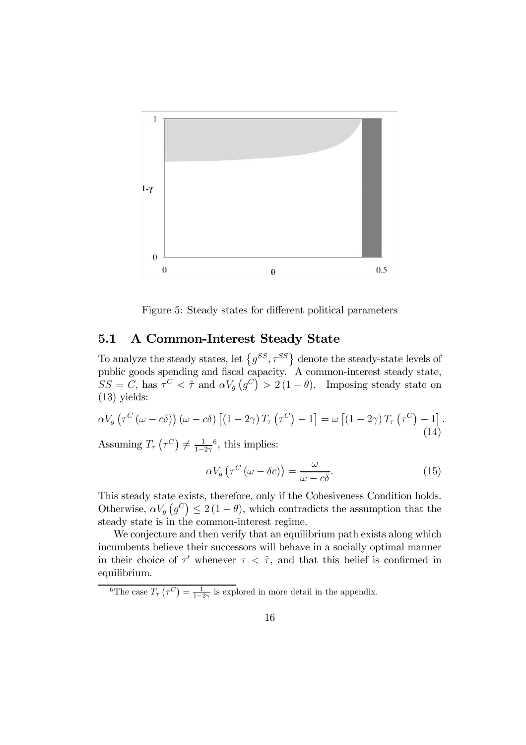Figure 5: Steady states for different political parameters

## 5.1 A Common-Interest Steady State

To analyze the steady states, let $\{g^{SS}, \tau^{SS}\}$ denote the steady-state levels of public goods spending and fiscal capacity. A common-interest steady state, $SS = C$, has $\tau^C < \hat{\tau}$ and $\alpha V_g(g^C) > 2(1-\theta)$. Imposing steady state on (13) yields:

$$\alpha V_g\left(\tau^C(\omega - c\delta)\right)(\omega - c\delta)\left[(1-2\gamma)T_\tau\left(\tau^C\right) - 1\right] = \omega\left[(1-2\gamma)T_\tau\left(\tau^C\right) - 1\right]. \quad (14)$$

Assuming $T_\tau\left(\tau^C\right) \neq \frac{1}{1-2\gamma}$[6], this implies:

$$\alpha V_g\left(\tau^C(\omega - \delta c)\right) = \frac{\omega}{\omega - c\delta}. \quad (15)$$

This steady state exists, therefore, only if the Cohesiveness Condition holds. Otherwise, $\alpha V_g(g^C) \leq 2(1-\theta)$, which contradicts the assumption that the steady state is in the common-interest regime.

We conjecture and then verify that an equilibrium path exists along which incumbents believe their successors will behave in a socially optimal manner in their choice of $\tau'$ whenever $\tau < \hat{\tau}$, and that this belief is confirmed in equilibrium.

[6] The case $T_\tau\left(\tau^C\right) = \frac{1}{1-2\gamma}$ is explored in more detail in the appendix.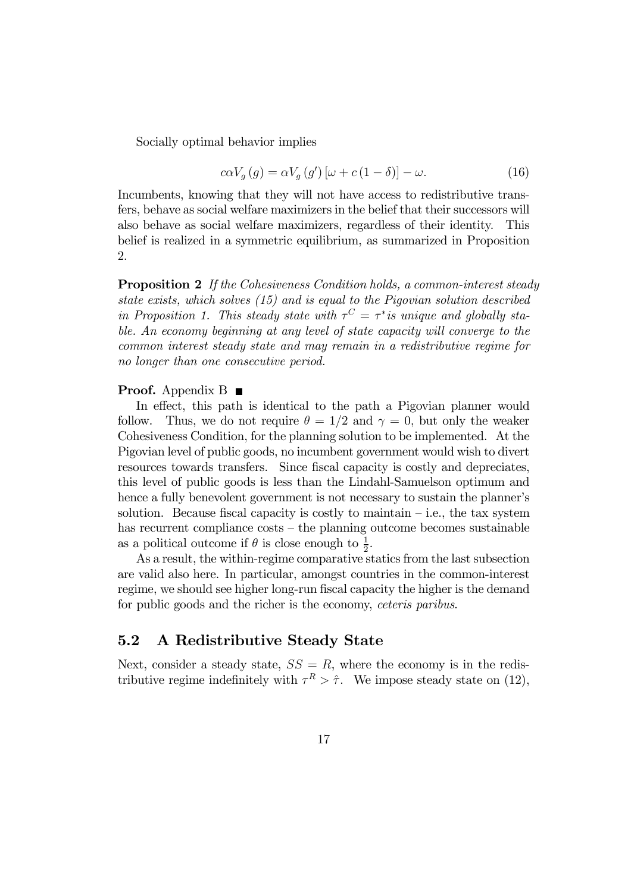Socially optimal behavior implies

$$c\alpha V_g(g) = \alpha V_g(g')[\omega + c(1-\delta)] - \omega. \tag{16}$$

Incumbents, knowing that they will not have access to redistributive transfers, behave as social welfare maximizers in the belief that their successors will also behave as social welfare maximizers, regardless of their identity. This belief is realized in a symmetric equilibrium, as summarized in Proposition 2.

**Proposition 2** *If the Cohesiveness Condition holds, a common-interest steady state exists, which solves (15) and is equal to the Pigovian solution described in Proposition 1. This steady state with $\tau^C = \tau^*$ is unique and globally stable. An economy beginning at any level of state capacity will converge to the common interest steady state and may remain in a redistributive regime for no longer than one consecutive period.*

**Proof.** Appendix B ∎

In effect, this path is identical to the path a Pigovian planner would follow. Thus, we do not require $\theta = 1/2$ and $\gamma = 0$, but only the weaker Cohesiveness Condition, for the planning solution to be implemented. At the Pigovian level of public goods, no incumbent government would wish to divert resources towards transfers. Since fiscal capacity is costly and depreciates, this level of public goods is less than the Lindahl-Samuelson optimum and hence a fully benevolent government is not necessary to sustain the planner's solution. Because fiscal capacity is costly to maintain – i.e., the tax system has recurrent compliance costs – the planning outcome becomes sustainable as a political outcome if $\theta$ is close enough to $\frac{1}{2}$.

As a result, the within-regime comparative statics from the last subsection are valid also here. In particular, amongst countries in the common-interest regime, we should see higher long-run fiscal capacity the higher is the demand for public goods and the richer is the economy, *ceteris paribus*.

## 5.2 A Redistributive Steady State

Next, consider a steady state, $SS = R$, where the economy is in the redistributive regime indefinitely with $\tau^R > \hat{\tau}$. We impose steady state on (12),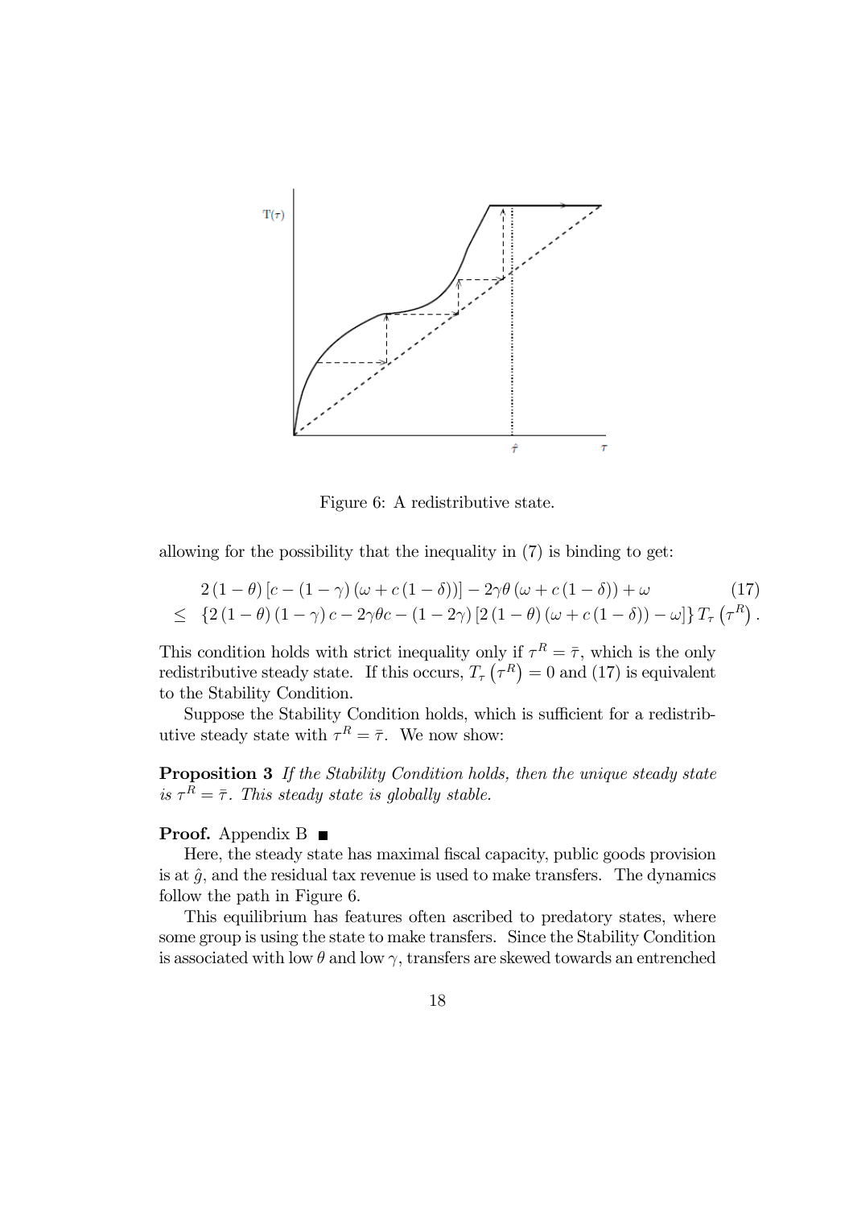Figure 6: A redistributive state.

allowing for the possibility that the inequality in (7) is binding to get:

$$
\begin{aligned}
& 2(1-\theta)\left[c-(1-\gamma)(\omega+c(1-\delta))\right]-2\gamma\theta(\omega+c(1-\delta))+\omega \qquad (17)\\
\leq\ & \left\{2(1-\theta)(1-\gamma)c-2\gamma\theta c-(1-2\gamma)\left[2(1-\theta)(\omega+c(1-\delta))-\omega\right]\right\}T_{\tau}\left(\tau^{R}\right).
\end{aligned}
$$

This condition holds with strict inequality only if $\tau^R = \bar{\tau}$, which is the only redistributive steady state. If this occurs, $T_\tau\left(\tau^R\right) = 0$ and (17) is equivalent to the Stability Condition.

Suppose the Stability Condition holds, which is sufficient for a redistributive steady state with $\tau^R = \bar{\tau}$. We now show:

**Proposition 3** *If the Stability Condition holds, then the unique steady state is $\tau^R = \bar{\tau}$. This steady state is globally stable.*

**Proof.** Appendix B ■

Here, the steady state has maximal fiscal capacity, public goods provision is at $\hat{g}$, and the residual tax revenue is used to make transfers. The dynamics follow the path in Figure 6.

This equilibrium has features often ascribed to predatory states, where some group is using the state to make transfers. Since the Stability Condition is associated with low $\theta$ and low $\gamma$, transfers are skewed towards an entrenched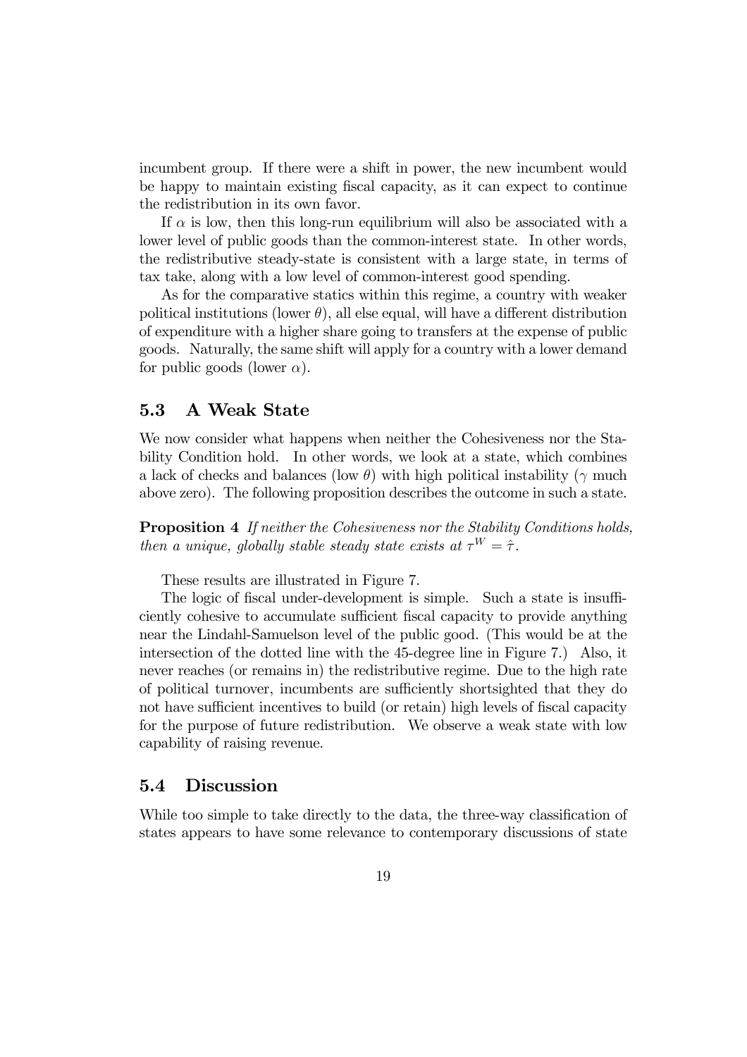incumbent group. If there were a shift in power, the new incumbent would be happy to maintain existing fiscal capacity, as it can expect to continue the redistribution in its own favor.

If $\alpha$ is low, then this long-run equilibrium will also be associated with a lower level of public goods than the common-interest state. In other words, the redistributive steady-state is consistent with a large state, in terms of tax take, along with a low level of common-interest good spending.

As for the comparative statics within this regime, a country with weaker political institutions (lower $\theta$), all else equal, will have a different distribution of expenditure with a higher share going to transfers at the expense of public goods. Naturally, the same shift will apply for a country with a lower demand for public goods (lower $\alpha$).

## 5.3 A Weak State

We now consider what happens when neither the Cohesiveness nor the Stability Condition hold. In other words, we look at a state, which combines a lack of checks and balances (low $\theta$) with high political instability ($\gamma$ much above zero). The following proposition describes the outcome in such a state.

**Proposition 4** *If neither the Cohesiveness nor the Stability Conditions holds, then a unique, globally stable steady state exists at* $\tau^W = \hat{\tau}$.

These results are illustrated in Figure 7.

The logic of fiscal under-development is simple. Such a state is insufficiently cohesive to accumulate sufficient fiscal capacity to provide anything near the Lindahl-Samuelson level of the public good. (This would be at the intersection of the dotted line with the 45-degree line in Figure 7.) Also, it never reaches (or remains in) the redistributive regime. Due to the high rate of political turnover, incumbents are sufficiently shortsighted that they do not have sufficient incentives to build (or retain) high levels of fiscal capacity for the purpose of future redistribution. We observe a weak state with low capability of raising revenue.

## 5.4 Discussion

While too simple to take directly to the data, the three-way classification of states appears to have some relevance to contemporary discussions of state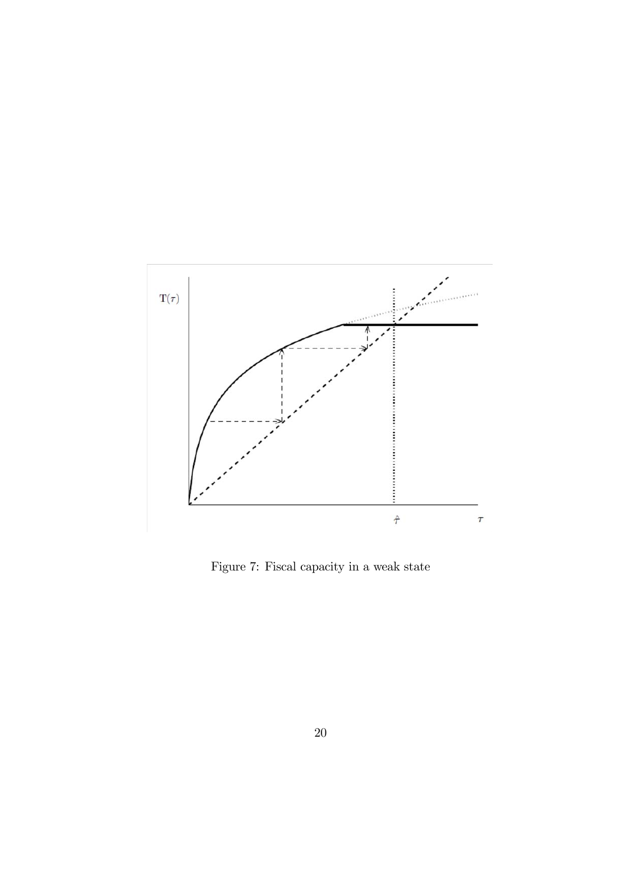Figure 7: Fiscal capacity in a weak state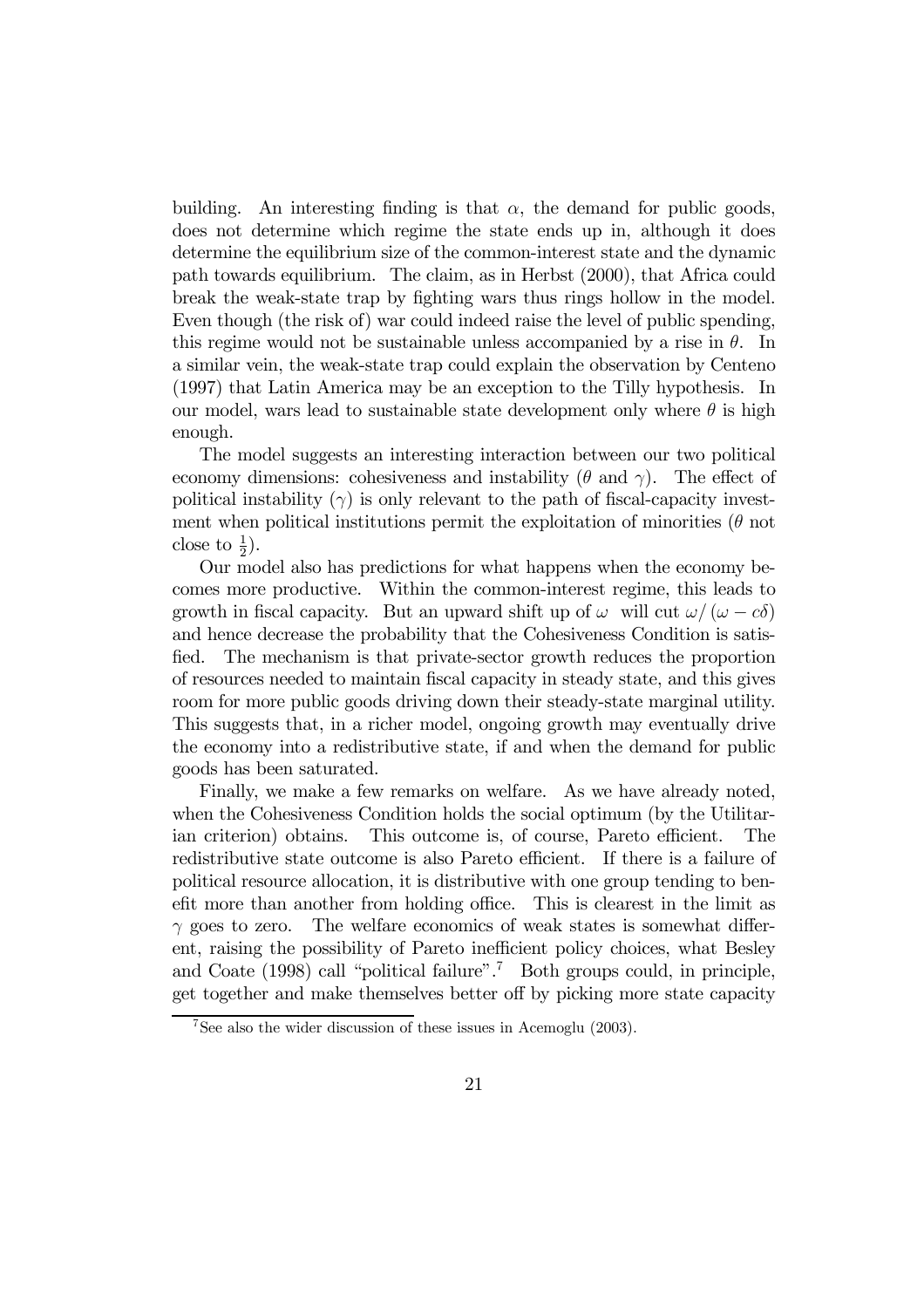building. An interesting finding is that $\alpha$, the demand for public goods, does not determine which regime the state ends up in, although it does determine the equilibrium size of the common-interest state and the dynamic path towards equilibrium. The claim, as in Herbst (2000), that Africa could break the weak-state trap by fighting wars thus rings hollow in the model. Even though (the risk of) war could indeed raise the level of public spending, this regime would not be sustainable unless accompanied by a rise in $\theta$. In a similar vein, the weak-state trap could explain the observation by Centeno (1997) that Latin America may be an exception to the Tilly hypothesis. In our model, wars lead to sustainable state development only where $\theta$ is high enough.

The model suggests an interesting interaction between our two political economy dimensions: cohesiveness and instability ($\theta$ and $\gamma$). The effect of political instability ($\gamma$) is only relevant to the path of fiscal-capacity investment when political institutions permit the exploitation of minorities ($\theta$ not close to $\frac{1}{2}$).

Our model also has predictions for what happens when the economy becomes more productive. Within the common-interest regime, this leads to growth in fiscal capacity. But an upward shift up of $\omega$ will cut $\omega/(\omega - c\delta)$ and hence decrease the probability that the Cohesiveness Condition is satisfied. The mechanism is that private-sector growth reduces the proportion of resources needed to maintain fiscal capacity in steady state, and this gives room for more public goods driving down their steady-state marginal utility. This suggests that, in a richer model, ongoing growth may eventually drive the economy into a redistributive state, if and when the demand for public goods has been saturated.

Finally, we make a few remarks on welfare. As we have already noted, when the Cohesiveness Condition holds the social optimum (by the Utilitarian criterion) obtains. This outcome is, of course, Pareto efficient. The redistributive state outcome is also Pareto efficient. If there is a failure of political resource allocation, it is distributive with one group tending to benefit more than another from holding office. This is clearest in the limit as $\gamma$ goes to zero. The welfare economics of weak states is somewhat different, raising the possibility of Pareto inefficient policy choices, what Besley and Coate (1998) call "political failure".[7] Both groups could, in principle, get together and make themselves better off by picking more state capacity

[7] See also the wider discussion of these issues in Acemoglu (2003).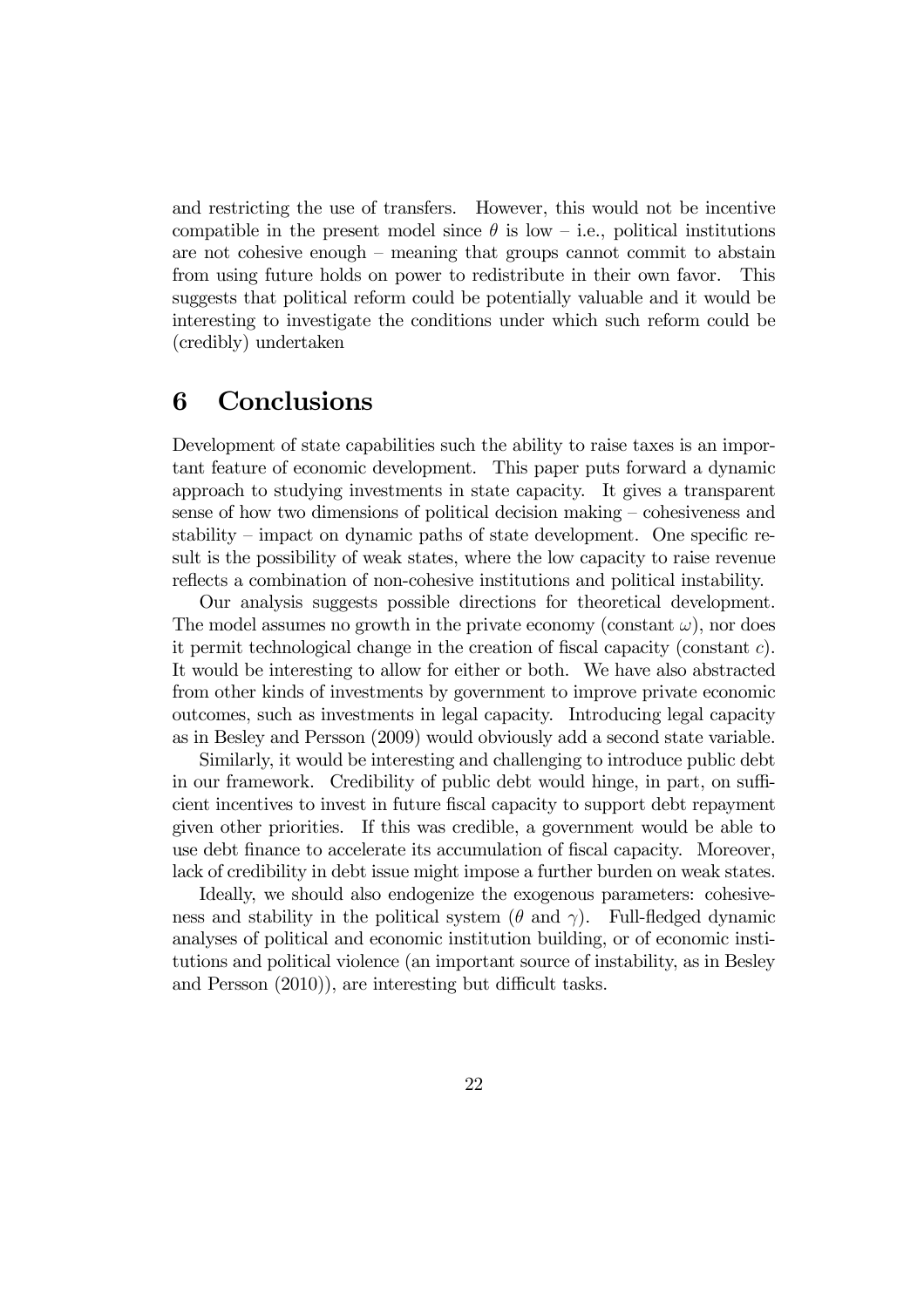and restricting the use of transfers. However, this would not be incentive compatible in the present model since $\theta$ is low – i.e., political institutions are not cohesive enough – meaning that groups cannot commit to abstain from using future holds on power to redistribute in their own favor. This suggests that political reform could be potentially valuable and it would be interesting to investigate the conditions under which such reform could be (credibly) undertaken

# 6 Conclusions

Development of state capabilities such the ability to raise taxes is an important feature of economic development. This paper puts forward a dynamic approach to studying investments in state capacity. It gives a transparent sense of how two dimensions of political decision making – cohesiveness and stability – impact on dynamic paths of state development. One specific result is the possibility of weak states, where the low capacity to raise revenue reflects a combination of non-cohesive institutions and political instability.

Our analysis suggests possible directions for theoretical development. The model assumes no growth in the private economy (constant $\omega$), nor does it permit technological change in the creation of fiscal capacity (constant $c$). It would be interesting to allow for either or both. We have also abstracted from other kinds of investments by government to improve private economic outcomes, such as investments in legal capacity. Introducing legal capacity as in Besley and Persson (2009) would obviously add a second state variable.

Similarly, it would be interesting and challenging to introduce public debt in our framework. Credibility of public debt would hinge, in part, on sufficient incentives to invest in future fiscal capacity to support debt repayment given other priorities. If this was credible, a government would be able to use debt finance to accelerate its accumulation of fiscal capacity. Moreover, lack of credibility in debt issue might impose a further burden on weak states.

Ideally, we should also endogenize the exogenous parameters: cohesiveness and stability in the political system ($\theta$ and $\gamma$). Full-fledged dynamic analyses of political and economic institution building, or of economic institutions and political violence (an important source of instability, as in Besley and Persson (2010)), are interesting but difficult tasks.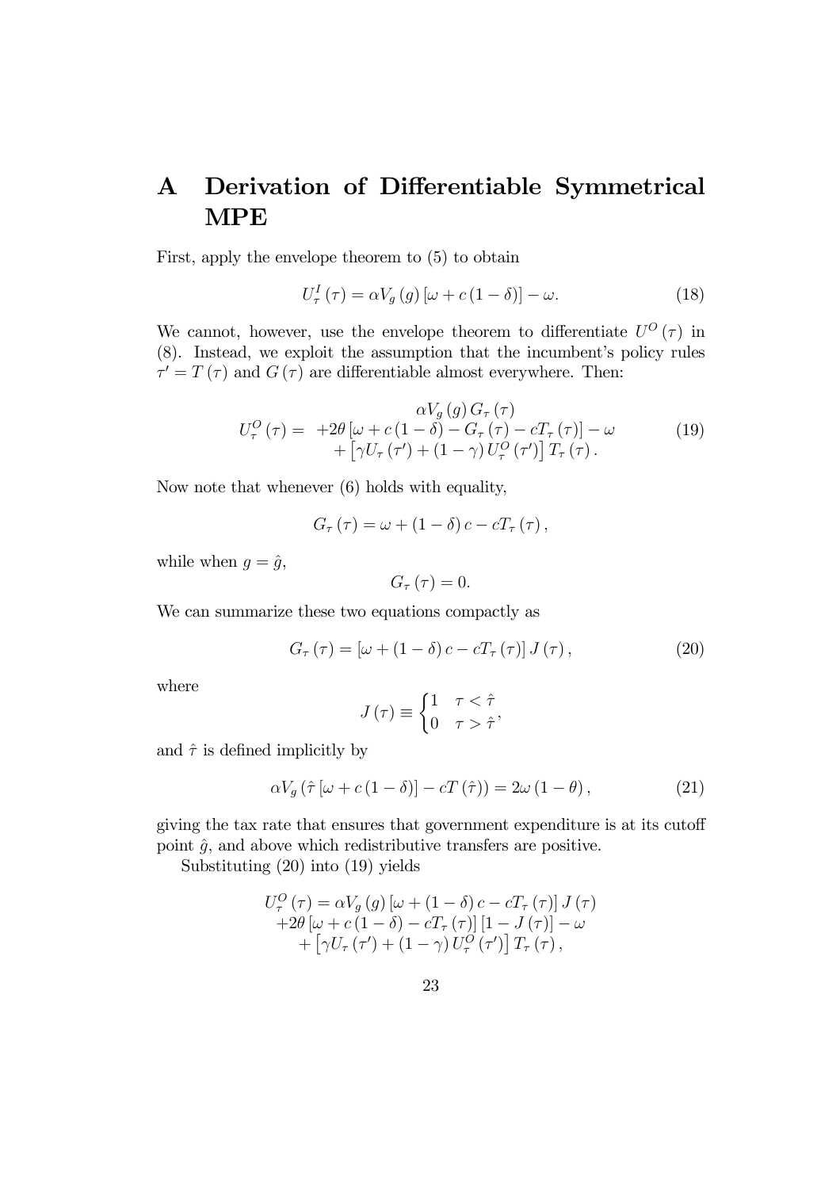# A Derivation of Differentiable Symmetrical MPE

First, apply the envelope theorem to (5) to obtain

$$U_{\tau}^{I}(\tau)=\alpha V_{g}(g)\left[\omega+c(1-\delta)\right]-\omega. \tag{18}$$

We cannot, however, use the envelope theorem to differentiate $U^{O}(\tau)$ in (8). Instead, we exploit the assumption that the incumbent's policy rules $\tau'=T(\tau)$ and $G(\tau)$ are differentiable almost everywhere. Then:

$$\begin{array}{rl} & \alpha V_{g}(g)\,G_{\tau}(\tau) \\ U_{\tau}^{O}(\tau)= & +2\theta\left[\omega+c(1-\delta)-G_{\tau}(\tau)-cT_{\tau}(\tau)\right]-\omega \\ & +\left[\gamma U_{\tau}(\tau')+(1-\gamma)\,U_{\tau}^{O}(\tau')\right]T_{\tau}(\tau). \end{array} \tag{19}$$

Now note that whenever (6) holds with equality,

$$G_{\tau}(\tau)=\omega+(1-\delta)\,c-cT_{\tau}(\tau),$$

while when $g=\hat{g}$,

$$G_{\tau}(\tau)=0.$$

We can summarize these two equations compactly as

$$G_{\tau}(\tau)=\left[\omega+(1-\delta)\,c-cT_{\tau}(\tau)\right]J(\tau), \tag{20}$$

where

$$J(\tau)\equiv\begin{cases}1 & \tau<\hat{\tau}\\ 0 & \tau>\hat{\tau}\end{cases},$$

and $\hat{\tau}$ is defined implicitly by

$$\alpha V_{g}\left(\hat{\tau}\left[\omega+c(1-\delta)\right]-cT(\hat{\tau})\right)=2\omega(1-\theta), \tag{21}$$

giving the tax rate that ensures that government expenditure is at its cutoff point $\hat{g}$, and above which redistributive transfers are positive.

Substituting (20) into (19) yields

$$\begin{array}{c} U_{\tau}^{O}(\tau)=\alpha V_{g}(g)\left[\omega+(1-\delta)\,c-cT_{\tau}(\tau)\right]J(\tau) \\ +2\theta\left[\omega+c(1-\delta)-cT_{\tau}(\tau)\right]\left[1-J(\tau)\right]-\omega \\ +\left[\gamma U_{\tau}(\tau')+(1-\gamma)\,U_{\tau}^{O}(\tau')\right]T_{\tau}(\tau), \end{array}$$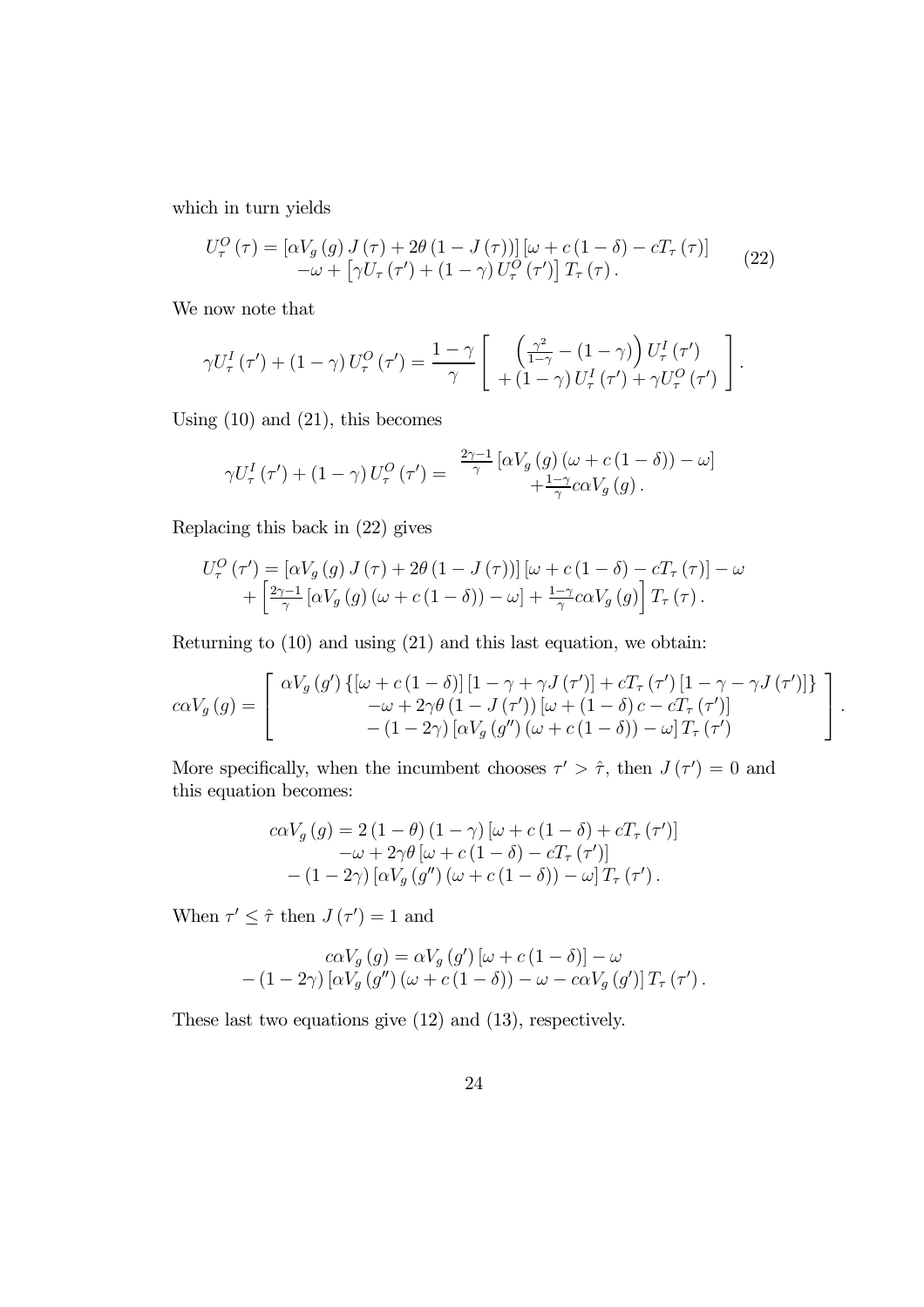which in turn yields

$$U_{\tau}^{O}(\tau) = \left[\alpha V_g(g) J(\tau) + 2\theta(1 - J(\tau))\right]\left[\omega + c(1-\delta) - cT_{\tau}(\tau)\right] \\ -\omega + \left[\gamma U_{\tau}(\tau') + (1-\gamma) U_{\tau}^{O}(\tau')\right] T_{\tau}(\tau). \tag{22}$$

We now note that

$$\gamma U_{\tau}^{I}(\tau') + (1-\gamma) U_{\tau}^{O}(\tau') = \frac{1-\gamma}{\gamma}\left[\begin{array}{c} \left(\frac{\gamma^2}{1-\gamma} - (1-\gamma)\right) U_{\tau}^{I}(\tau') \\ +(1-\gamma) U_{\tau}^{I}(\tau') + \gamma U_{\tau}^{O}(\tau') \end{array}\right].$$

Using (10) and (21), this becomes

$$\gamma U_{\tau}^{I}(\tau') + (1-\gamma) U_{\tau}^{O}(\tau') = \begin{array}{c} \frac{2\gamma-1}{\gamma}\left[\alpha V_g(g)(\omega + c(1-\delta)) - \omega\right] \\ +\frac{1-\gamma}{\gamma} c\alpha V_g(g). \end{array}$$

Replacing this back in (22) gives

$$U_{\tau}^{O}(\tau') = \left[\alpha V_g(g) J(\tau) + 2\theta(1 - J(\tau))\right]\left[\omega + c(1-\delta) - cT_{\tau}(\tau)\right] - \omega \\ + \left[\frac{2\gamma-1}{\gamma}\left[\alpha V_g(g)(\omega + c(1-\delta)) - \omega\right] + \frac{1-\gamma}{\gamma} c\alpha V_g(g)\right] T_{\tau}(\tau).$$

Returning to (10) and using (21) and this last equation, we obtain:

$$c\alpha V_g(g) = \left[\begin{array}{c} \alpha V_g(g')\left\{\left[\omega + c(1-\delta)\right]\left[1 - \gamma + \gamma J(\tau')\right] + cT_{\tau}(\tau')\left[1 - \gamma - \gamma J(\tau')\right]\right\} \\ -\omega + 2\gamma\theta(1 - J(\tau'))\left[\omega + (1-\delta)c - cT_{\tau}(\tau')\right] \\ -(1-2\gamma)\left[\alpha V_g(g'')(\omega + c(1-\delta)) - \omega\right] T_{\tau}(\tau') \end{array}\right].$$

More specifically, when the incumbent chooses $\tau' > \hat{\tau}$, then $J(\tau') = 0$ and this equation becomes:

$$c\alpha V_g(g) = 2(1-\theta)(1-\gamma)\left[\omega + c(1-\delta) + cT_{\tau}(\tau')\right] \\ -\omega + 2\gamma\theta\left[\omega + c(1-\delta) - cT_{\tau}(\tau')\right] \\ -(1-2\gamma)\left[\alpha V_g(g'')(\omega + c(1-\delta)) - \omega\right] T_{\tau}(\tau').$$

When $\tau' \leq \hat{\tau}$ then $J(\tau') = 1$ and

$$c\alpha V_g(g) = \alpha V_g(g')\left[\omega + c(1-\delta)\right] - \omega \\ -(1-2\gamma)\left[\alpha V_g(g'')(\omega + c(1-\delta)) - \omega - c\alpha V_g(g')\right] T_{\tau}(\tau').$$

These last two equations give (12) and (13), respectively.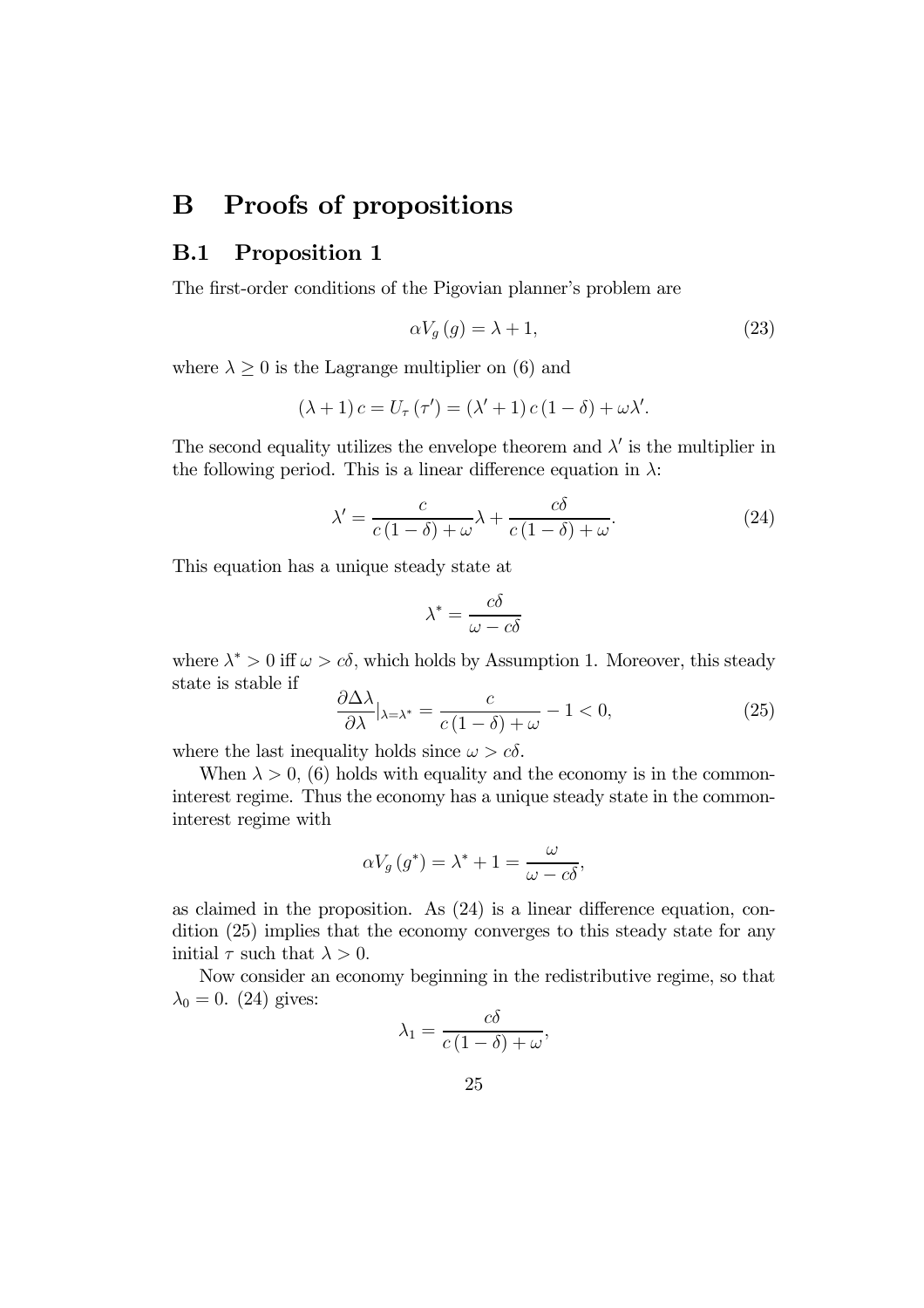# B Proofs of propositions

## B.1 Proposition 1

The first-order conditions of the Pigovian planner's problem are

$$\alpha V_g(g) = \lambda + 1, \tag{23}$$

where $\lambda \geq 0$ is the Lagrange multiplier on (6) and

$$(\lambda + 1) c = U_\tau(\tau') = (\lambda' + 1) c (1 - \delta) + \omega \lambda'.$$

The second equality utilizes the envelope theorem and $\lambda'$ is the multiplier in the following period. This is a linear difference equation in $\lambda$:

$$\lambda' = \frac{c}{c(1-\delta) + \omega}\lambda + \frac{c\delta}{c(1-\delta) + \omega}. \tag{24}$$

This equation has a unique steady state at

$$\lambda^* = \frac{c\delta}{\omega - c\delta}$$

where $\lambda^* > 0$ iff $\omega > c\delta$, which holds by Assumption 1. Moreover, this steady state is stable if

$$\frac{\partial \Delta\lambda}{\partial \lambda}|_{\lambda = \lambda^*} = \frac{c}{c(1-\delta) + \omega} - 1 < 0, \tag{25}$$

where the last inequality holds since $\omega > c\delta$.

When $\lambda > 0$, (6) holds with equality and the economy is in the common-interest regime. Thus the economy has a unique steady state in the common-interest regime with

$$\alpha V_g(g^*) = \lambda^* + 1 = \frac{\omega}{\omega - c\delta},$$

as claimed in the proposition. As (24) is a linear difference equation, condition (25) implies that the economy converges to this steady state for any initial $\tau$ such that $\lambda > 0$.

Now consider an economy beginning in the redistributive regime, so that $\lambda_0 = 0$. (24) gives:

$$\lambda_1 = \frac{c\delta}{c(1-\delta) + \omega},$$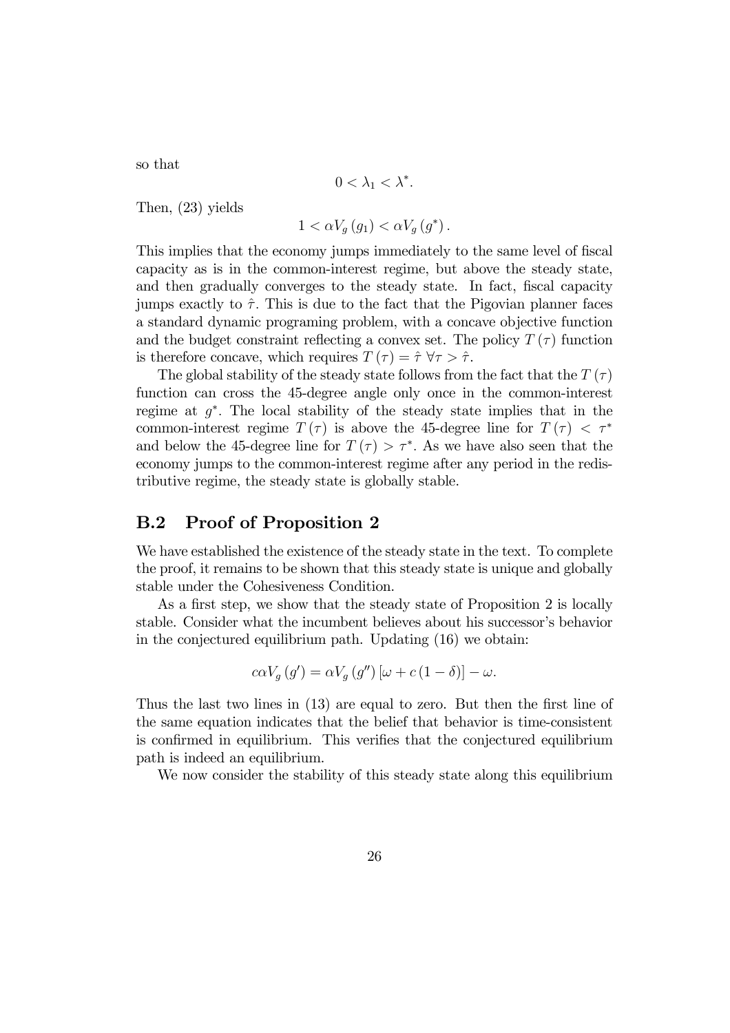so that

$$0 < \lambda_1 < \lambda^*.$$

Then, (23) yields

$$1 < \alpha V_g(g_1) < \alpha V_g(g^*).$$

This implies that the economy jumps immediately to the same level of fiscal capacity as is in the common-interest regime, but above the steady state, and then gradually converges to the steady state. In fact, fiscal capacity jumps exactly to $\hat{\tau}$. This is due to the fact that the Pigovian planner faces a standard dynamic programing problem, with a concave objective function and the budget constraint reflecting a convex set. The policy $T(\tau)$ function is therefore concave, which requires $T(\tau) = \hat{\tau} \; \forall \tau > \hat{\tau}$.

The global stability of the steady state follows from the fact that the $T(\tau)$ function can cross the 45-degree angle only once in the common-interest regime at $g^*$. The local stability of the steady state implies that in the common-interest regime $T(\tau)$ is above the 45-degree line for $T(\tau) < \tau^*$ and below the 45-degree line for $T(\tau) > \tau^*$. As we have also seen that the economy jumps to the common-interest regime after any period in the redistributive regime, the steady state is globally stable.

## B.2 Proof of Proposition 2

We have established the existence of the steady state in the text. To complete the proof, it remains to be shown that this steady state is unique and globally stable under the Cohesiveness Condition.

As a first step, we show that the steady state of Proposition 2 is locally stable. Consider what the incumbent believes about his successor's behavior in the conjectured equilibrium path. Updating (16) we obtain:

$$c\alpha V_g(g') = \alpha V_g(g'')[\omega + c(1-\delta)] - \omega.$$

Thus the last two lines in (13) are equal to zero. But then the first line of the same equation indicates that the belief that behavior is time-consistent is confirmed in equilibrium. This verifies that the conjectured equilibrium path is indeed an equilibrium.

We now consider the stability of this steady state along this equilibrium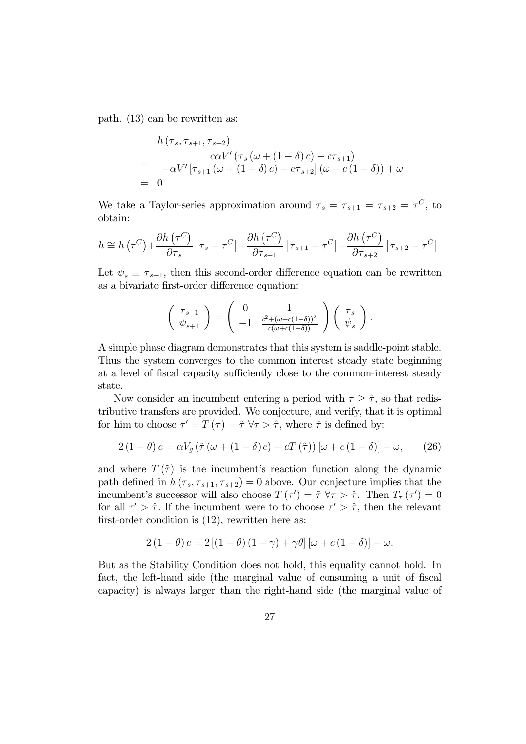path. (13) can be rewritten as:

$$
\begin{aligned}
& h\left(\tau_s, \tau_{s+1}, \tau_{s+2}\right) \\
= \quad & c\alpha V'\left(\tau_s\left(\omega+(1-\delta)c\right)-c\tau_{s+1}\right) \\
& -\alpha V'\left[\tau_{s+1}\left(\omega+(1-\delta)c\right)-c\tau_{s+2}\right]\left(\omega+c(1-\delta)\right)+\omega \\
= \quad & 0
\end{aligned}
$$

We take a Taylor-series approximation around $\tau_s = \tau_{s+1} = \tau_{s+2} = \tau^C$, to obtain:

$$
h \cong h\left(\tau^C\right)+\frac{\partial h\left(\tau^C\right)}{\partial \tau_s}\left[\tau_s-\tau^C\right]+\frac{\partial h\left(\tau^C\right)}{\partial \tau_{s+1}}\left[\tau_{s+1}-\tau^C\right]+\frac{\partial h\left(\tau^C\right)}{\partial \tau_{s+2}}\left[\tau_{s+2}-\tau^C\right].
$$

Let $\psi_s \equiv \tau_{s+1}$, then this second-order difference equation can be rewritten as a bivariate first-order difference equation:

$$
\left(\begin{array}{c} \tau_{s+1} \\ \psi_{s+1} \end{array}\right)=\left(\begin{array}{cc} 0 & 1 \\ -1 & \frac{c^2+(\omega+c(1-\delta))^2}{c(\omega+c(1-\delta))} \end{array}\right)\left(\begin{array}{c} \tau_s \\ \psi_s \end{array}\right).
$$

A simple phase diagram demonstrates that this system is saddle-point stable. Thus the system converges to the common interest steady state beginning at a level of fiscal capacity sufficiently close to the common-interest steady state.

Now consider an incumbent entering a period with $\tau \geq \hat{\tau}$, so that redistributive transfers are provided. We conjecture, and verify, that it is optimal for him to choose $\tau' = T(\tau) = \tilde{\tau}\ \forall \tau > \hat{\tau}$, where $\tilde{\tau}$ is defined by:

$$
2(1-\theta)c = \alpha V_g\left(\tilde{\tau}\left(\omega+(1-\delta)c\right)-cT\left(\tilde{\tau}\right)\right)\left[\omega+c(1-\delta)\right]-\omega, \qquad (26)
$$

and where $T(\tilde{\tau})$ is the incumbent's reaction function along the dynamic path defined in $h(\tau_s, \tau_{s+1}, \tau_{s+2}) = 0$ above. Our conjecture implies that the incumbent's successor will also choose $T(\tau') = \tilde{\tau}\ \forall \tau > \hat{\tau}$. Then $T_\tau(\tau') = 0$ for all $\tau' > \hat{\tau}$. If the incumbent were to to choose $\tau' > \hat{\tau}$, then the relevant first-order condition is (12), rewritten here as:

$$
2(1-\theta)c = 2\left[(1-\theta)(1-\gamma)+\gamma\theta\right]\left[\omega+c(1-\delta)\right]-\omega.
$$

But as the Stability Condition does not hold, this equality cannot hold. In fact, the left-hand side (the marginal value of consuming a unit of fiscal capacity) is always larger than the right-hand side (the marginal value of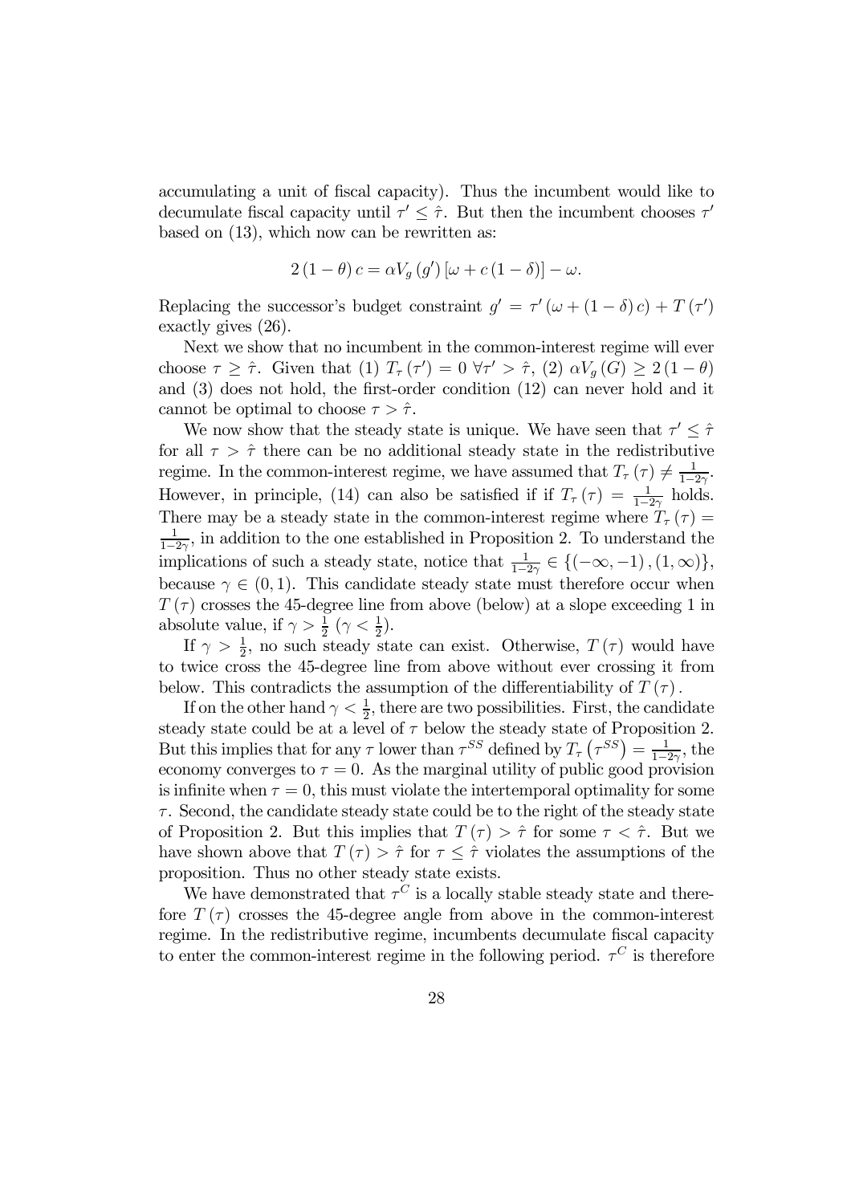accumulating a unit of fiscal capacity). Thus the incumbent would like to decumulate fiscal capacity until $\tau' \leq \hat{\tau}$. But then the incumbent chooses $\tau'$ based on (13), which now can be rewritten as:

$$2(1-\theta)c = \alpha V_g(g')[\omega + c(1-\delta)] - \omega.$$

Replacing the successor's budget constraint $g' = \tau'(\omega + (1-\delta)c) + T(\tau')$ exactly gives (26).

Next we show that no incumbent in the common-interest regime will ever choose $\tau \geq \hat{\tau}$. Given that (1) $T_\tau(\tau') = 0 \; \forall \tau' > \hat{\tau}$, (2) $\alpha V_g(G) \geq 2(1-\theta)$ and (3) does not hold, the first-order condition (12) can never hold and it cannot be optimal to choose $\tau > \hat{\tau}$.

We now show that the steady state is unique. We have seen that $\tau' \leq \hat{\tau}$ for all $\tau > \hat{\tau}$ there can be no additional steady state in the redistributive regime. In the common-interest regime, we have assumed that $T_\tau(\tau) \neq \frac{1}{1-2\gamma}$. However, in principle, (14) can also be satisfied if if $T_\tau(\tau) = \frac{1}{1-2\gamma}$ holds. There may be a steady state in the common-interest regime where $T_\tau(\tau) = \frac{1}{1-2\gamma}$, in addition to the one established in Proposition 2. To understand the implications of such a steady state, notice that $\frac{1}{1-2\gamma} \in \{(-\infty, -1), (1, \infty)\}$, because $\gamma \in (0,1)$. This candidate steady state must therefore occur when $T(\tau)$ crosses the 45-degree line from above (below) at a slope exceeding 1 in absolute value, if $\gamma > \frac{1}{2}$ ($\gamma < \frac{1}{2}$).

If $\gamma > \frac{1}{2}$, no such steady state can exist. Otherwise, $T(\tau)$ would have to twice cross the 45-degree line from above without ever crossing it from below. This contradicts the assumption of the differentiability of $T(\tau)$.

If on the other hand $\gamma < \frac{1}{2}$, there are two possibilities. First, the candidate steady state could be at a level of $\tau$ below the steady state of Proposition 2. But this implies that for any $\tau$ lower than $\tau^{SS}$ defined by $T_\tau(\tau^{SS}) = \frac{1}{1-2\gamma}$, the economy converges to $\tau = 0$. As the marginal utility of public good provision is infinite when $\tau = 0$, this must violate the intertemporal optimality for some $\tau$. Second, the candidate steady state could be to the right of the steady state of Proposition 2. But this implies that $T(\tau) > \hat{\tau}$ for some $\tau < \hat{\tau}$. But we have shown above that $T(\tau) > \hat{\tau}$ for $\tau \leq \hat{\tau}$ violates the assumptions of the proposition. Thus no other steady state exists.

We have demonstrated that $\tau^C$ is a locally stable steady state and therefore $T(\tau)$ crosses the 45-degree angle from above in the common-interest regime. In the redistributive regime, incumbents decumulate fiscal capacity to enter the common-interest regime in the following period. $\tau^C$ is therefore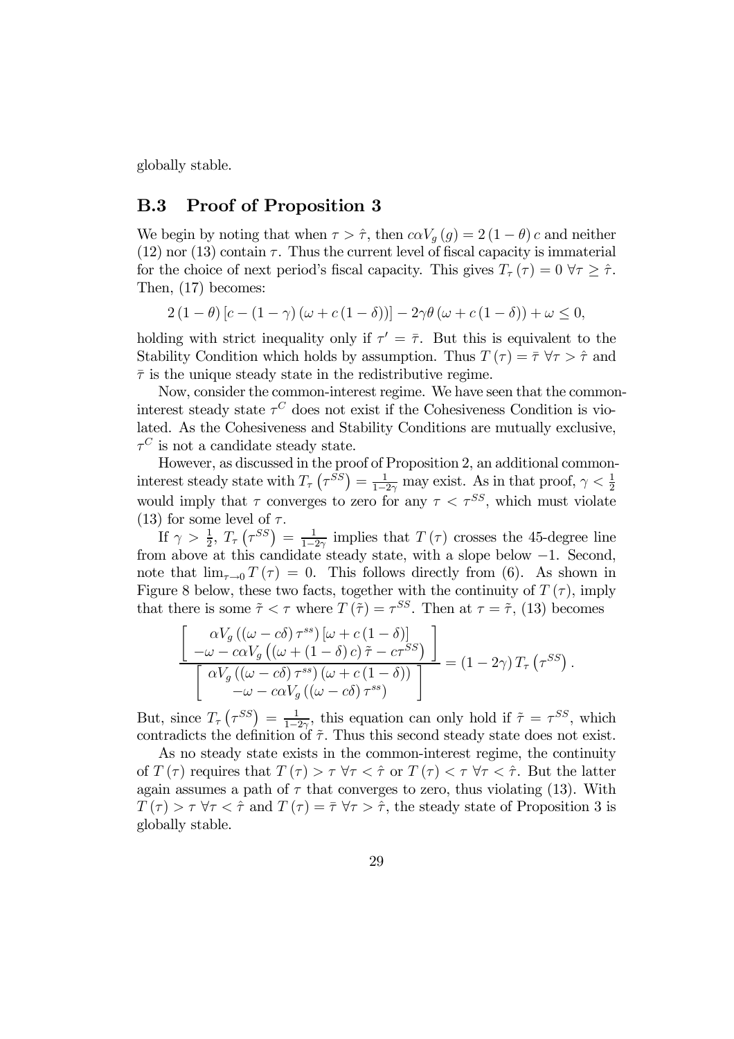globally stable.

## B.3 Proof of Proposition 3

We begin by noting that when $\tau > \hat{\tau}$, then $c\alpha V_g(g) = 2(1-\theta)c$ and neither (12) nor (13) contain $\tau$. Thus the current level of fiscal capacity is immaterial for the choice of next period's fiscal capacity. This gives $T_\tau(\tau) = 0 \;\forall \tau \geq \hat{\tau}$. Then, (17) becomes:

$$2(1-\theta)\left[c - (1-\gamma)(\omega + c(1-\delta))\right] - 2\gamma\theta(\omega + c(1-\delta)) + \omega \leq 0,$$

holding with strict inequality only if $\tau' = \bar{\tau}$. But this is equivalent to the Stability Condition which holds by assumption. Thus $T(\tau) = \bar{\tau} \;\forall \tau > \hat{\tau}$ and $\bar{\tau}$ is the unique steady state in the redistributive regime.

Now, consider the common-interest regime. We have seen that the common-interest steady state $\tau^C$ does not exist if the Cohesiveness Condition is violated. As the Cohesiveness and Stability Conditions are mutually exclusive, $\tau^C$ is not a candidate steady state.

However, as discussed in the proof of Proposition 2, an additional common-interest steady state with $T_\tau\left(\tau^{SS}\right) = \frac{1}{1-2\gamma}$ may exist. As in that proof, $\gamma < \frac{1}{2}$ would imply that $\tau$ converges to zero for any $\tau < \tau^{SS}$, which must violate (13) for some level of $\tau$.

If $\gamma > \frac{1}{2}$, $T_\tau\left(\tau^{SS}\right) = \frac{1}{1-2\gamma}$ implies that $T(\tau)$ crosses the 45-degree line from above at this candidate steady state, with a slope below $-1$. Second, note that $\lim_{\tau \to 0} T(\tau) = 0$. This follows directly from (6). As shown in Figure 8 below, these two facts, together with the continuity of $T(\tau)$, imply that there is some $\tilde{\tau} < \tau$ where $T(\tilde{\tau}) = \tau^{SS}$. Then at $\tau = \tilde{\tau}$, (13) becomes

$$\frac{\left[\begin{array}{c} \alpha V_g\left((\omega - c\delta)\tau^{ss}\right)\left[\omega + c(1-\delta)\right] \\ -\omega - c\alpha V_g\left((\omega + (1-\delta)c)\tilde{\tau} - c\tau^{SS}\right) \end{array}\right]}{\left[\begin{array}{c} \alpha V_g\left((\omega - c\delta)\tau^{ss}\right)(\omega + c(1-\delta)) \\ -\omega - c\alpha V_g\left((\omega - c\delta)\tau^{ss}\right) \end{array}\right]} = (1-2\gamma)\,T_\tau\left(\tau^{SS}\right).$$

But, since $T_\tau\left(\tau^{SS}\right) = \frac{1}{1-2\gamma}$, this equation can only hold if $\tilde{\tau} = \tau^{SS}$, which contradicts the definition of $\tilde{\tau}$. Thus this second steady state does not exist.

As no steady state exists in the common-interest regime, the continuity of $T(\tau)$ requires that $T(\tau) > \tau \;\forall \tau < \hat{\tau}$ or $T(\tau) < \tau \;\forall \tau < \hat{\tau}$. But the latter again assumes a path of $\tau$ that converges to zero, thus violating (13). With $T(\tau) > \tau \;\forall \tau < \hat{\tau}$ and $T(\tau) = \bar{\tau} \;\forall \tau > \hat{\tau}$, the steady state of Proposition 3 is globally stable.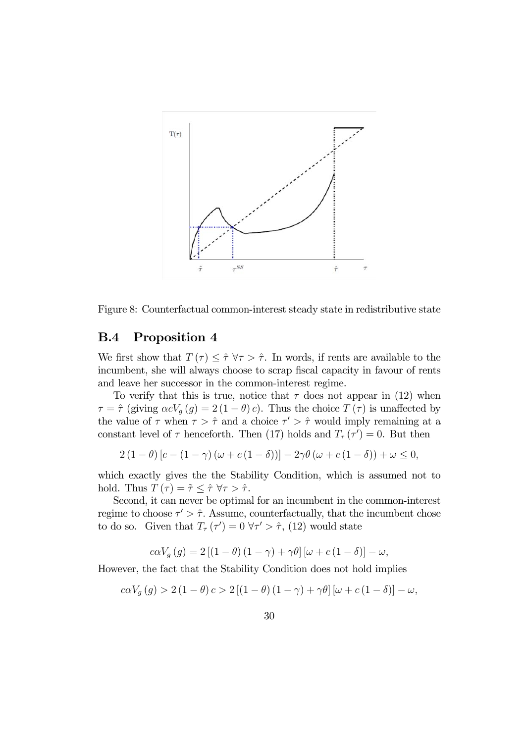Figure 8: Counterfactual common-interest steady state in redistributive state

## B.4 Proposition 4

We first show that $T(\tau) \leq \hat{\tau}\ \forall \tau > \hat{\tau}$. In words, if rents are available to the incumbent, she will always choose to scrap fiscal capacity in favour of rents and leave her successor in the common-interest regime.

To verify that this is true, notice that $\tau$ does not appear in (12) when $\tau = \hat{\tau}$ (giving $\alpha c V_g(g) = 2(1-\theta)c$). Thus the choice $T(\tau)$ is unaffected by the value of $\tau$ when $\tau > \hat{\tau}$ and a choice $\tau' > \hat{\tau}$ would imply remaining at a constant level of $\tau$ henceforth. Then (17) holds and $T_\tau(\tau') = 0$. But then

$$2(1-\theta)[c - (1-\gamma)(\omega + c(1-\delta))] - 2\gamma\theta(\omega + c(1-\delta)) + \omega \leq 0,$$

which exactly gives the the Stability Condition, which is assumed not to hold. Thus $T(\tau) = \tilde{\tau} \leq \hat{\tau}\ \forall \tau > \hat{\tau}$.

Second, it can never be optimal for an incumbent in the common-interest regime to choose $\tau' > \hat{\tau}$. Assume, counterfactually, that the incumbent chose to do so. Given that $T_\tau(\tau') = 0\ \forall \tau' > \hat{\tau}$, (12) would state

$$c\alpha V_g(g) = 2[(1-\theta)(1-\gamma) + \gamma\theta][\omega + c(1-\delta)] - \omega,$$

However, the fact that the Stability Condition does not hold implies

$$c\alpha V_g(g) > 2(1-\theta)c > 2[(1-\theta)(1-\gamma) + \gamma\theta][\omega + c(1-\delta)] - \omega,$$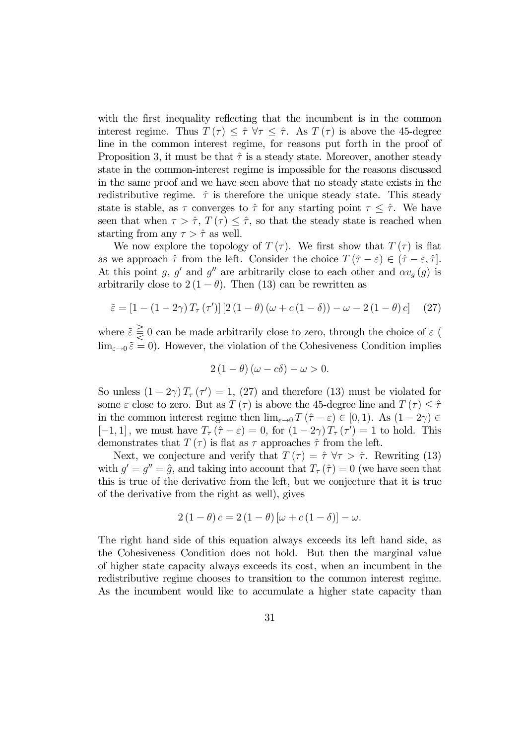with the first inequality reflecting that the incumbent is in the common interest regime. Thus $T(\tau) \leq \hat{\tau} \; \forall \tau \leq \hat{\tau}$. As $T(\tau)$ is above the 45-degree line in the common interest regime, for reasons put forth in the proof of Proposition 3, it must be that $\hat{\tau}$ is a steady state. Moreover, another steady state in the common-interest regime is impossible for the reasons discussed in the same proof and we have seen above that no steady state exists in the redistributive regime. $\hat{\tau}$ is therefore the unique steady state. This steady state is stable, as $\tau$ converges to $\hat{\tau}$ for any starting point $\tau \leq \hat{\tau}$. We have seen that when $\tau > \hat{\tau}$, $T(\tau) \leq \hat{\tau}$, so that the steady state is reached when starting from any $\tau > \hat{\tau}$ as well.

We now explore the topology of $T(\tau)$. We first show that $T(\tau)$ is flat as we approach $\hat{\tau}$ from the left. Consider the choice $T(\hat{\tau} - \varepsilon) \in (\hat{\tau} - \varepsilon, \hat{\tau}]$. At this point $g$, $g'$ and $g''$ are arbitrarily close to each other and $\alpha v_g(g)$ is arbitrarily close to $2(1-\theta)$. Then (13) can be rewritten as

$$\tilde{\varepsilon} = [1 - (1-2\gamma) T_\tau(\tau')] [2(1-\theta)(\omega + c(1-\delta)) - \omega - 2(1-\theta)c] \quad (27)$$

where $\tilde{\varepsilon} \gtreqless 0$ can be made arbitrarily close to zero, through the choice of $\varepsilon$ ( $\lim_{\varepsilon \to 0} \tilde{\varepsilon} = 0$). However, the violation of the Cohesiveness Condition implies

$$2(1-\theta)(\omega - c\delta) - \omega > 0.$$

So unless $(1-2\gamma) T_\tau(\tau') = 1$, (27) and therefore (13) must be violated for some $\varepsilon$ close to zero. But as $T(\tau)$ is above the 45-degree line and $T(\tau) \leq \hat{\tau}$ in the common interest regime then $\lim_{\varepsilon \to 0} T(\hat{\tau} - \varepsilon) \in [0, 1)$. As $(1-2\gamma) \in [-1, 1]$, we must have $T_\tau(\hat{\tau} - \varepsilon) = 0$, for $(1-2\gamma) T_\tau(\tau') = 1$ to hold. This demonstrates that $T(\tau)$ is flat as $\tau$ approaches $\hat{\tau}$ from the left.

Next, we conjecture and verify that $T(\tau) = \hat{\tau} \; \forall \tau > \hat{\tau}$. Rewriting (13) with $g' = g'' = \hat{g}$, and taking into account that $T_\tau(\hat{\tau}) = 0$ (we have seen that this is true of the derivative from the left, but we conjecture that it is true of the derivative from the right as well), gives

$$2(1-\theta)c = 2(1-\theta)[\omega + c(1-\delta)] - \omega.$$

The right hand side of this equation always exceeds its left hand side, as the Cohesiveness Condition does not hold. But then the marginal value of higher state capacity always exceeds its cost, when an incumbent in the redistributive regime chooses to transition to the common interest regime. As the incumbent would like to accumulate a higher state capacity than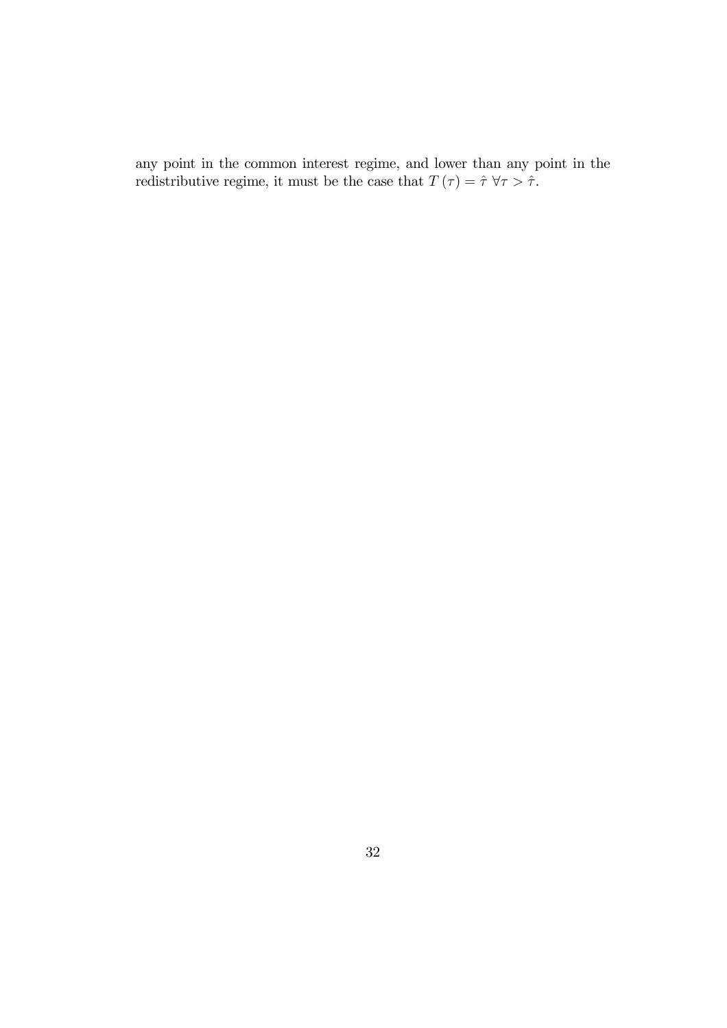any point in the common interest regime, and lower than any point in the redistributive regime, it must be the case that $T(\tau) = \hat{\tau} \; \forall \tau > \hat{\tau}$.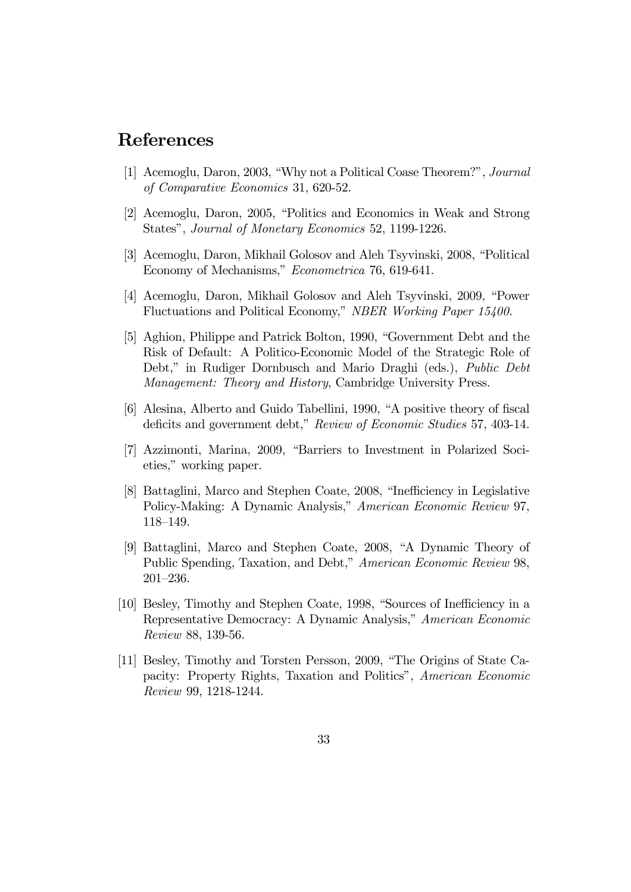# References

[1] Acemoglu, Daron, 2003, "Why not a Political Coase Theorem?", *Journal of Comparative Economics* 31, 620-52.

[2] Acemoglu, Daron, 2005, "Politics and Economics in Weak and Strong States", *Journal of Monetary Economics* 52, 1199-1226.

[3] Acemoglu, Daron, Mikhail Golosov and Aleh Tsyvinski, 2008, "Political Economy of Mechanisms," *Econometrica* 76, 619-641.

[4] Acemoglu, Daron, Mikhail Golosov and Aleh Tsyvinski, 2009, "Power Fluctuations and Political Economy," *NBER Working Paper 15400.*

[5] Aghion, Philippe and Patrick Bolton, 1990, "Government Debt and the Risk of Default: A Politico-Economic Model of the Strategic Role of Debt," in Rudiger Dornbusch and Mario Draghi (eds.), *Public Debt Management: Theory and History*, Cambridge University Press.

[6] Alesina, Alberto and Guido Tabellini, 1990, "A positive theory of fiscal deficits and government debt," *Review of Economic Studies* 57, 403-14.

[7] Azzimonti, Marina, 2009, "Barriers to Investment in Polarized Societies," working paper.

[8] Battaglini, Marco and Stephen Coate, 2008, "Inefficiency in Legislative Policy-Making: A Dynamic Analysis," *American Economic Review* 97, 118–149.

[9] Battaglini, Marco and Stephen Coate, 2008, "A Dynamic Theory of Public Spending, Taxation, and Debt," *American Economic Review* 98, 201–236.

[10] Besley, Timothy and Stephen Coate, 1998, "Sources of Inefficiency in a Representative Democracy: A Dynamic Analysis," *American Economic Review* 88, 139-56.

[11] Besley, Timothy and Torsten Persson, 2009, "The Origins of State Capacity: Property Rights, Taxation and Politics", *American Economic Review* 99, 1218-1244.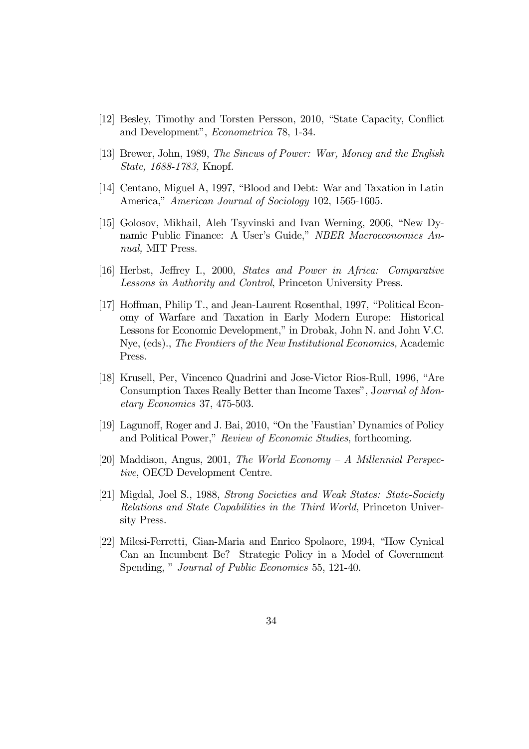[12] Besley, Timothy and Torsten Persson, 2010, "State Capacity, Conflict and Development", *Econometrica* 78, 1-34.

[13] Brewer, John, 1989, *The Sinews of Power: War, Money and the English State, 1688-1783,* Knopf.

[14] Centano, Miguel A, 1997, "Blood and Debt: War and Taxation in Latin America," *American Journal of Sociology* 102, 1565-1605.

[15] Golosov, Mikhail, Aleh Tsyvinski and Ivan Werning, 2006, "New Dynamic Public Finance: A User's Guide," *NBER Macroeconomics Annual,* MIT Press.

[16] Herbst, Jeffrey I., 2000, *States and Power in Africa: Comparative Lessons in Authority and Control*, Princeton University Press.

[17] Hoffman, Philip T., and Jean-Laurent Rosenthal, 1997, "Political Economy of Warfare and Taxation in Early Modern Europe: Historical Lessons for Economic Development," in Drobak, John N. and John V.C. Nye, (eds)., *The Frontiers of the New Institutional Economics,* Academic Press.

[18] Krusell, Per, Vincenco Quadrini and Jose-Victor Rios-Rull, 1996, "Are Consumption Taxes Really Better than Income Taxes", *Journal of Monetary Economics* 37, 475-503.

[19] Lagunoff, Roger and J. Bai, 2010, "On the 'Faustian' Dynamics of Policy and Political Power," *Review of Economic Studies*, forthcoming.

[20] Maddison, Angus, 2001, *The World Economy – A Millennial Perspective*, OECD Development Centre.

[21] Migdal, Joel S., 1988, *Strong Societies and Weak States: State-Society Relations and State Capabilities in the Third World*, Princeton University Press.

[22] Milesi-Ferretti, Gian-Maria and Enrico Spolaore, 1994, "How Cynical Can an Incumbent Be? Strategic Policy in a Model of Government Spending, " *Journal of Public Economics* 55, 121-40.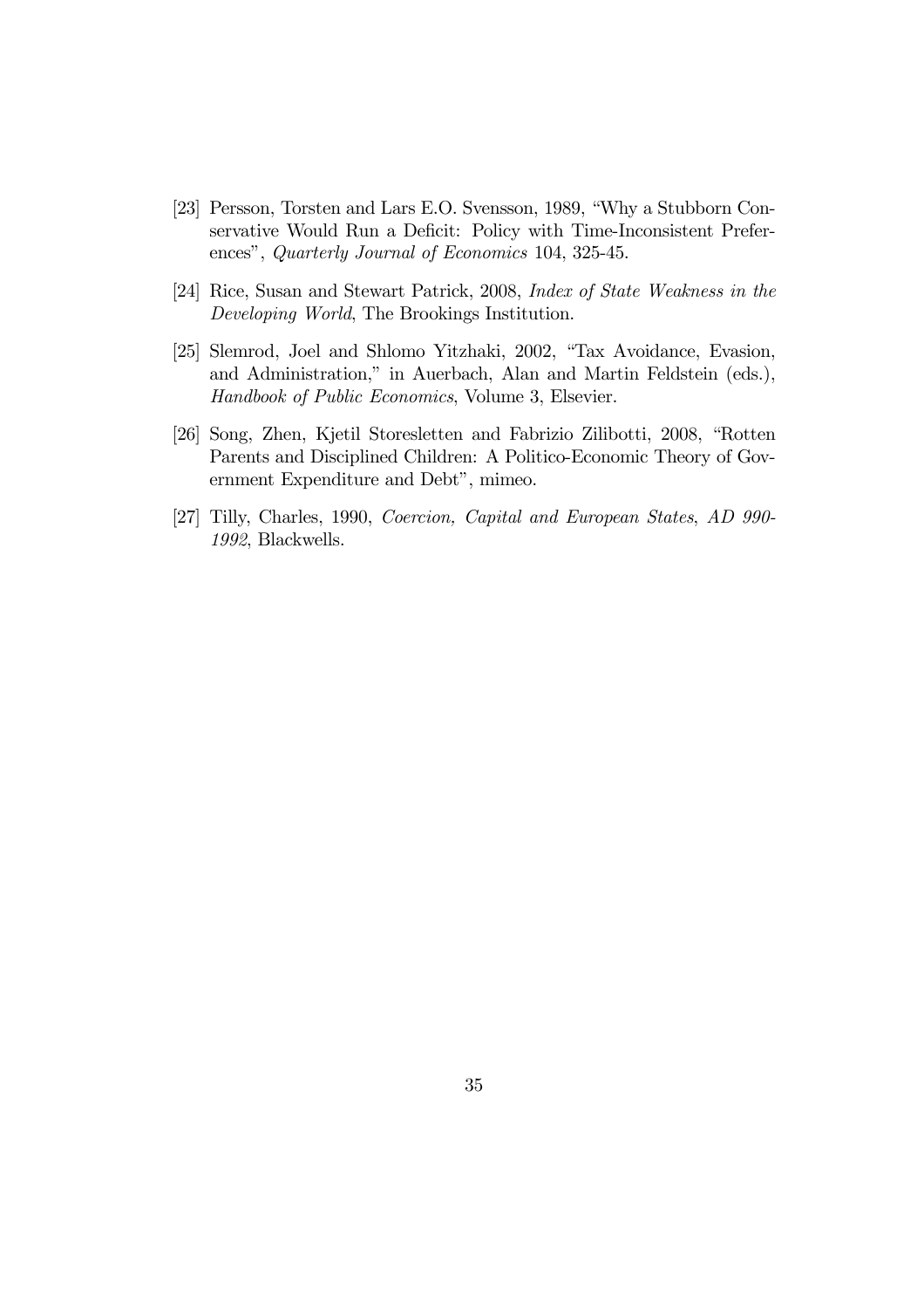[23] Persson, Torsten and Lars E.O. Svensson, 1989, "Why a Stubborn Conservative Would Run a Deficit: Policy with Time-Inconsistent Preferences", *Quarterly Journal of Economics* 104, 325-45.

[24] Rice, Susan and Stewart Patrick, 2008, *Index of State Weakness in the Developing World*, The Brookings Institution.

[25] Slemrod, Joel and Shlomo Yitzhaki, 2002, "Tax Avoidance, Evasion, and Administration," in Auerbach, Alan and Martin Feldstein (eds.), *Handbook of Public Economics*, Volume 3, Elsevier.

[26] Song, Zhen, Kjetil Storesletten and Fabrizio Zilibotti, 2008, "Rotten Parents and Disciplined Children: A Politico-Economic Theory of Government Expenditure and Debt", mimeo.

[27] Tilly, Charles, 1990, *Coercion, Capital and European States, AD 990-1992*, Blackwells.